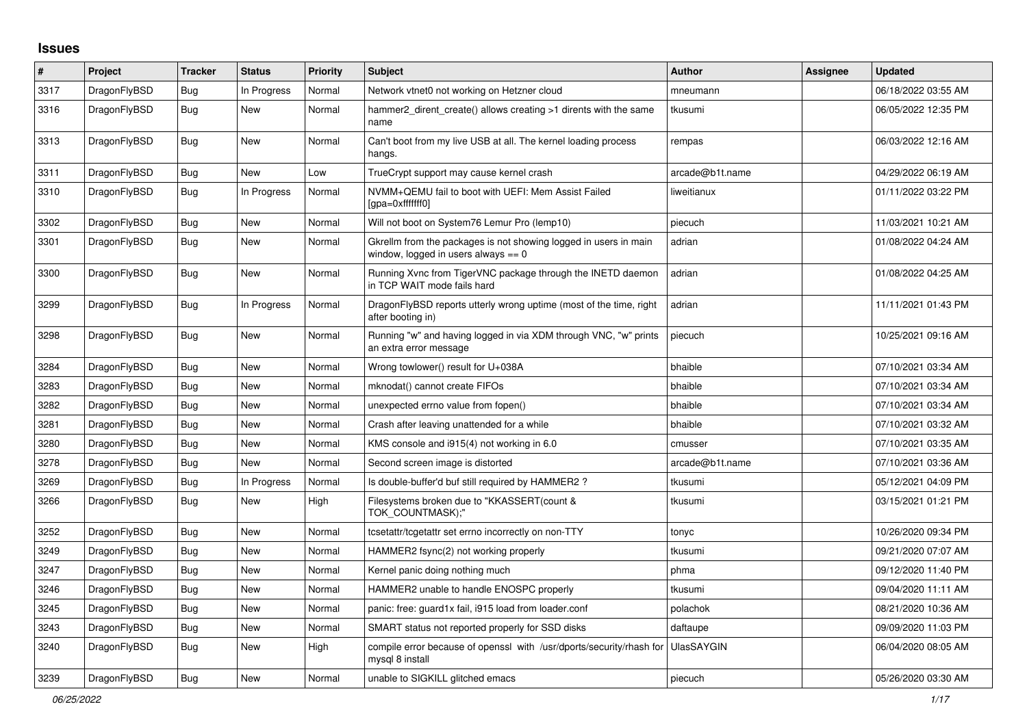# Issues

| # | Project | Tracker | Status | Priority | Subject | Author | Assignee | Updated |
|---|---|---|---|---|---|---|---|---|
| 3317 | DragonFlyBSD | Bug | In Progress | Normal | Network vtnet0 not working on Hetzner cloud | mneumann | | 06/18/2022 03:55 AM |
| 3316 | DragonFlyBSD | Bug | New | Normal | hammer2_dirent_create() allows creating >1 dirents with the same name | tkusumi | | 06/05/2022 12:35 PM |
| 3313 | DragonFlyBSD | Bug | New | Normal | Can't boot from my live USB at all. The kernel loading process hangs. | rempas | | 06/03/2022 12:16 AM |
| 3311 | DragonFlyBSD | Bug | New | Low | TrueCrypt support may cause kernel crash | arcade@b1t.name | | 04/29/2022 06:19 AM |
| 3310 | DragonFlyBSD | Bug | In Progress | Normal | NVMM+QEMU fail to boot with UEFI: Mem Assist Failed [gpa=0xfffffff0] | liweitianux | | 01/11/2022 03:22 PM |
| 3302 | DragonFlyBSD | Bug | New | Normal | Will not boot on System76 Lemur Pro (lemp10) | piecuch | | 11/03/2021 10:21 AM |
| 3301 | DragonFlyBSD | Bug | New | Normal | Gkrellm from the packages is not showing logged in users in main window, logged in users always == 0 | adrian | | 01/08/2022 04:24 AM |
| 3300 | DragonFlyBSD | Bug | New | Normal | Running Xvnc from TigerVNC package through the INETD daemon in TCP WAIT mode fails hard | adrian | | 01/08/2022 04:25 AM |
| 3299 | DragonFlyBSD | Bug | In Progress | Normal | DragonFlyBSD reports utterly wrong uptime (most of the time, right after booting in) | adrian | | 11/11/2021 01:43 PM |
| 3298 | DragonFlyBSD | Bug | New | Normal | Running "w" and having logged in via XDM through VNC, "w" prints an extra error message | piecuch | | 10/25/2021 09:16 AM |
| 3284 | DragonFlyBSD | Bug | New | Normal | Wrong towlower() result for U+038A | bhaible | | 07/10/2021 03:34 AM |
| 3283 | DragonFlyBSD | Bug | New | Normal | mknodat() cannot create FIFOs | bhaible | | 07/10/2021 03:34 AM |
| 3282 | DragonFlyBSD | Bug | New | Normal | unexpected errno value from fopen() | bhaible | | 07/10/2021 03:34 AM |
| 3281 | DragonFlyBSD | Bug | New | Normal | Crash after leaving unattended for a while | bhaible | | 07/10/2021 03:32 AM |
| 3280 | DragonFlyBSD | Bug | New | Normal | KMS console and i915(4) not working in 6.0 | cmusser | | 07/10/2021 03:35 AM |
| 3278 | DragonFlyBSD | Bug | New | Normal | Second screen image is distorted | arcade@b1t.name | | 07/10/2021 03:36 AM |
| 3269 | DragonFlyBSD | Bug | In Progress | Normal | Is double-buffer'd buf still required by HAMMER2 ? | tkusumi | | 05/12/2021 04:09 PM |
| 3266 | DragonFlyBSD | Bug | New | High | Filesystems broken due to "KKASSERT(count & TOK_COUNTMASK);" | tkusumi | | 03/15/2021 01:21 PM |
| 3252 | DragonFlyBSD | Bug | New | Normal | tcsetattr/tcgetattr set errno incorrectly on non-TTY | tonyc | | 10/26/2020 09:34 PM |
| 3249 | DragonFlyBSD | Bug | New | Normal | HAMMER2 fsync(2) not working properly | tkusumi | | 09/21/2020 07:07 AM |
| 3247 | DragonFlyBSD | Bug | New | Normal | Kernel panic doing nothing much | phma | | 09/12/2020 11:40 PM |
| 3246 | DragonFlyBSD | Bug | New | Normal | HAMMER2 unable to handle ENOSPC properly | tkusumi | | 09/04/2020 11:11 AM |
| 3245 | DragonFlyBSD | Bug | New | Normal | panic: free: guard1x fail, i915 load from loader.conf | polachok | | 08/21/2020 10:36 AM |
| 3243 | DragonFlyBSD | Bug | New | Normal | SMART status not reported properly for SSD disks | daftaupe | | 09/09/2020 11:03 PM |
| 3240 | DragonFlyBSD | Bug | New | High | compile error because of openssl with /usr/dports/security/rhash for mysql 8 install | UlasSAYGIN | | 06/04/2020 08:05 AM |
| 3239 | DragonFlyBSD | Bug | New | Normal | unable to SIGKILL glitched emacs | piecuch | | 05/26/2020 03:30 AM |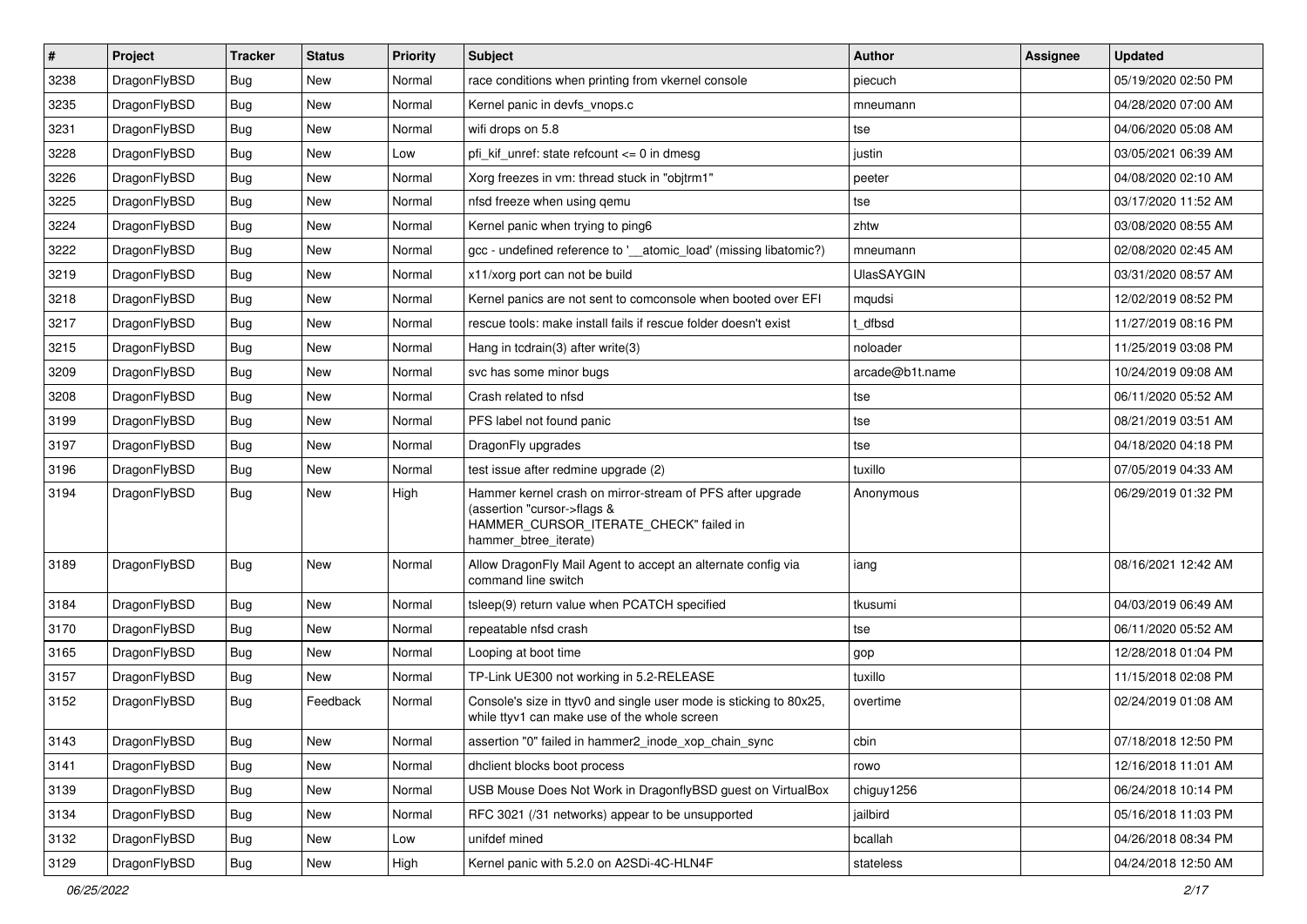| # | Project | Tracker | Status | Priority | Subject | Author | Assignee | Updated |
|---|---|---|---|---|---|---|---|---|
| 3238 | DragonFlyBSD | Bug | New | Normal | race conditions when printing from vkernel console | piecuch | | 05/19/2020 02:50 PM |
| 3235 | DragonFlyBSD | Bug | New | Normal | Kernel panic in devfs_vnops.c | mneumann | | 04/28/2020 07:00 AM |
| 3231 | DragonFlyBSD | Bug | New | Normal | wifi drops on 5.8 | tse | | 04/06/2020 05:08 AM |
| 3228 | DragonFlyBSD | Bug | New | Low | pfi_kif_unref: state refcount <= 0 in dmesg | justin | | 03/05/2021 06:39 AM |
| 3226 | DragonFlyBSD | Bug | New | Normal | Xorg freezes in vm: thread stuck in "objtrm1" | peeter | | 04/08/2020 02:10 AM |
| 3225 | DragonFlyBSD | Bug | New | Normal | nfsd freeze when using qemu | tse | | 03/17/2020 11:52 AM |
| 3224 | DragonFlyBSD | Bug | New | Normal | Kernel panic when trying to ping6 | zhtw | | 03/08/2020 08:55 AM |
| 3222 | DragonFlyBSD | Bug | New | Normal | gcc - undefined reference to '__atomic_load' (missing libatomic?) | mneumann | | 02/08/2020 02:45 AM |
| 3219 | DragonFlyBSD | Bug | New | Normal | x11/xorg port can not be build | UlasSAYGIN | | 03/31/2020 08:57 AM |
| 3218 | DragonFlyBSD | Bug | New | Normal | Kernel panics are not sent to comconsole when booted over EFI | mqudsi | | 12/02/2019 08:52 PM |
| 3217 | DragonFlyBSD | Bug | New | Normal | rescue tools: make install fails if rescue folder doesn't exist | t_dfbsd | | 11/27/2019 08:16 PM |
| 3215 | DragonFlyBSD | Bug | New | Normal | Hang in tcdrain(3) after write(3) | noloader | | 11/25/2019 03:08 PM |
| 3209 | DragonFlyBSD | Bug | New | Normal | svc has some minor bugs | arcade@b1t.name | | 10/24/2019 09:08 AM |
| 3208 | DragonFlyBSD | Bug | New | Normal | Crash related to nfsd | tse | | 06/11/2020 05:52 AM |
| 3199 | DragonFlyBSD | Bug | New | Normal | PFS label not found panic | tse | | 08/21/2019 03:51 AM |
| 3197 | DragonFlyBSD | Bug | New | Normal | DragonFly upgrades | tse | | 04/18/2020 04:18 PM |
| 3196 | DragonFlyBSD | Bug | New | Normal | test issue after redmine upgrade (2) | tuxillo | | 07/05/2019 04:33 AM |
| 3194 | DragonFlyBSD | Bug | New | High | Hammer kernel crash on mirror-stream of PFS after upgrade (assertion "cursor->flags & HAMMER_CURSOR_ITERATE_CHECK" failed in hammer_btree_iterate) | Anonymous | | 06/29/2019 01:32 PM |
| 3189 | DragonFlyBSD | Bug | New | Normal | Allow DragonFly Mail Agent to accept an alternate config via command line switch | iang | | 08/16/2021 12:42 AM |
| 3184 | DragonFlyBSD | Bug | New | Normal | tsleep(9) return value when PCATCH specified | tkusumi | | 04/03/2019 06:49 AM |
| 3170 | DragonFlyBSD | Bug | New | Normal | repeatable nfsd crash | tse | | 06/11/2020 05:52 AM |
| 3165 | DragonFlyBSD | Bug | New | Normal | Looping at boot time | gop | | 12/28/2018 01:04 PM |
| 3157 | DragonFlyBSD | Bug | New | Normal | TP-Link UE300 not working in 5.2-RELEASE | tuxillo | | 11/15/2018 02:08 PM |
| 3152 | DragonFlyBSD | Bug | Feedback | Normal | Console's size in ttyv0 and single user mode is sticking to 80x25, while ttyv1 can make use of the whole screen | overtime | | 02/24/2019 01:08 AM |
| 3143 | DragonFlyBSD | Bug | New | Normal | assertion "0" failed in hammer2_inode_xop_chain_sync | cbin | | 07/18/2018 12:50 PM |
| 3141 | DragonFlyBSD | Bug | New | Normal | dhclient blocks boot process | rowo | | 12/16/2018 11:01 AM |
| 3139 | DragonFlyBSD | Bug | New | Normal | USB Mouse Does Not Work in DragonflyBSD guest on VirtualBox | chiguy1256 | | 06/24/2018 10:14 PM |
| 3134 | DragonFlyBSD | Bug | New | Normal | RFC 3021 (/31 networks) appear to be unsupported | jailbird | | 05/16/2018 11:03 PM |
| 3132 | DragonFlyBSD | Bug | New | Low | unifdef mined | bcallah | | 04/26/2018 08:34 PM |
| 3129 | DragonFlyBSD | Bug | New | High | Kernel panic with 5.2.0 on A2SDi-4C-HLN4F | stateless | | 04/24/2018 12:50 AM |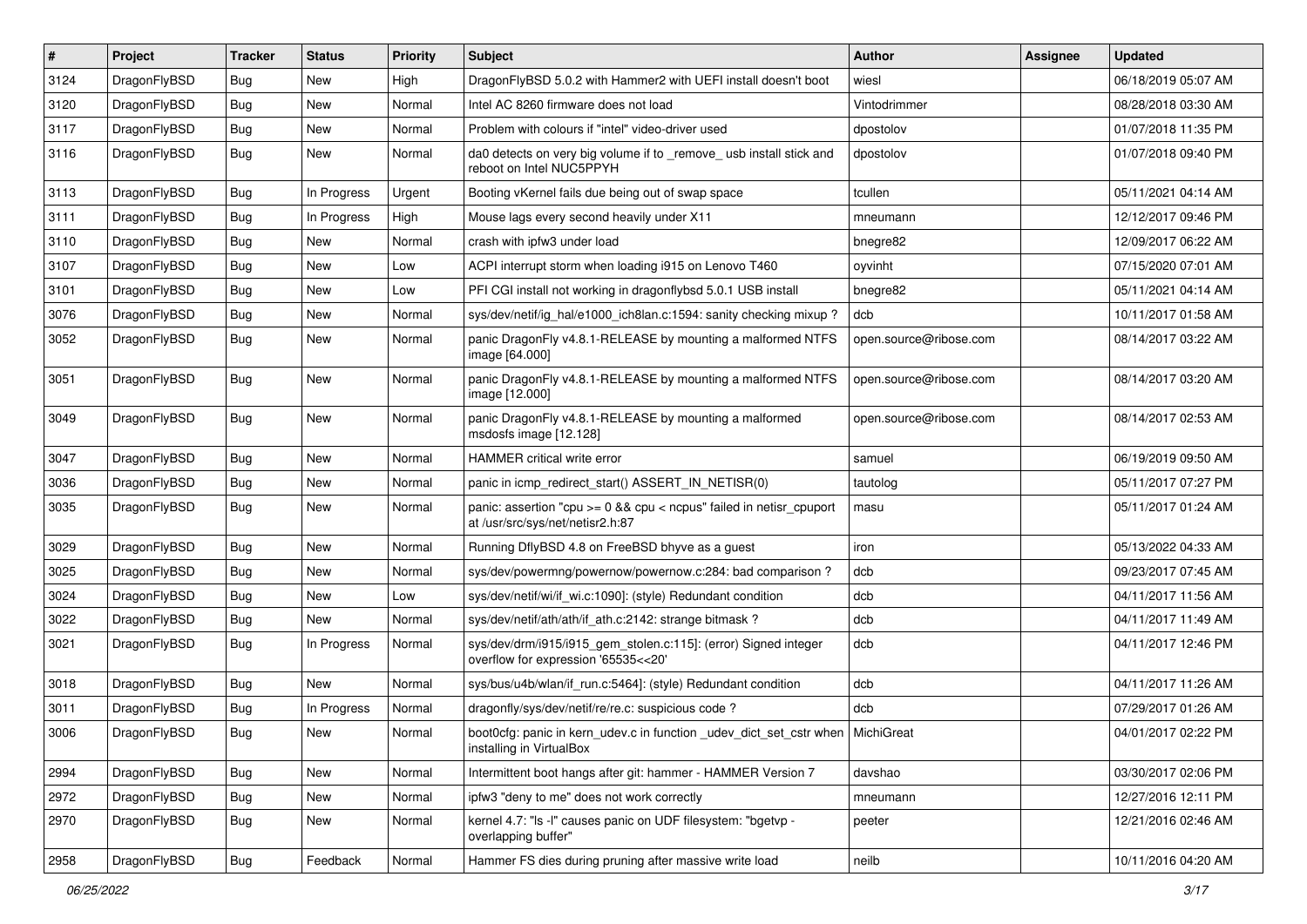| # | Project | Tracker | Status | Priority | Subject | Author | Assignee | Updated |
|---|---|---|---|---|---|---|---|---|
| 3124 | DragonFlyBSD | Bug | New | High | DragonFlyBSD 5.0.2 with Hammer2 with UEFI install doesn't boot | wiesl | | 06/18/2019 05:07 AM |
| 3120 | DragonFlyBSD | Bug | New | Normal | Intel AC 8260 firmware does not load | Vintodrimmer | | 08/28/2018 03:30 AM |
| 3117 | DragonFlyBSD | Bug | New | Normal | Problem with colours if "intel" video-driver used | dpostolov | | 01/07/2018 11:35 PM |
| 3116 | DragonFlyBSD | Bug | New | Normal | da0 detects on very big volume if to _remove_ usb install stick and reboot on Intel NUC5PPYH | dpostolov | | 01/07/2018 09:40 PM |
| 3113 | DragonFlyBSD | Bug | In Progress | Urgent | Booting vKernel fails due being out of swap space | tcullen | | 05/11/2021 04:14 AM |
| 3111 | DragonFlyBSD | Bug | In Progress | High | Mouse lags every second heavily under X11 | mneumann | | 12/12/2017 09:46 PM |
| 3110 | DragonFlyBSD | Bug | New | Normal | crash with ipfw3 under load | bnegre82 | | 12/09/2017 06:22 AM |
| 3107 | DragonFlyBSD | Bug | New | Low | ACPI interrupt storm when loading i915 on Lenovo T460 | oyvinht | | 07/15/2020 07:01 AM |
| 3101 | DragonFlyBSD | Bug | New | Low | PFI CGI install not working in dragonflybsd 5.0.1 USB install | bnegre82 | | 05/11/2021 04:14 AM |
| 3076 | DragonFlyBSD | Bug | New | Normal | sys/dev/netif/ig_hal/e1000_ich8lan.c:1594: sanity checking mixup ? | dcb | | 10/11/2017 01:58 AM |
| 3052 | DragonFlyBSD | Bug | New | Normal | panic DragonFly v4.8.1-RELEASE by mounting a malformed NTFS image [64.000] | open.source@ribose.com | | 08/14/2017 03:22 AM |
| 3051 | DragonFlyBSD | Bug | New | Normal | panic DragonFly v4.8.1-RELEASE by mounting a malformed NTFS image [12.000] | open.source@ribose.com | | 08/14/2017 03:20 AM |
| 3049 | DragonFlyBSD | Bug | New | Normal | panic DragonFly v4.8.1-RELEASE by mounting a malformed msdosfs image [12.128] | open.source@ribose.com | | 08/14/2017 02:53 AM |
| 3047 | DragonFlyBSD | Bug | New | Normal | HAMMER critical write error | samuel | | 06/19/2019 09:50 AM |
| 3036 | DragonFlyBSD | Bug | New | Normal | panic in icmp_redirect_start() ASSERT_IN_NETISR(0) | tautolog | | 05/11/2017 07:27 PM |
| 3035 | DragonFlyBSD | Bug | New | Normal | panic: assertion "cpu >= 0 && cpu < ncpus" failed in netisr_cpuport at /usr/src/sys/net/netisr2.h:87 | masu | | 05/11/2017 01:24 AM |
| 3029 | DragonFlyBSD | Bug | New | Normal | Running DflyBSD 4.8 on FreeBSD bhyve as a guest | iron | | 05/13/2022 04:33 AM |
| 3025 | DragonFlyBSD | Bug | New | Normal | sys/dev/powermng/powernow/powernow.c:284: bad comparison ? | dcb | | 09/23/2017 07:45 AM |
| 3024 | DragonFlyBSD | Bug | New | Low | sys/dev/netif/wi/if_wi.c:1090]: (style) Redundant condition | dcb | | 04/11/2017 11:56 AM |
| 3022 | DragonFlyBSD | Bug | New | Normal | sys/dev/netif/ath/ath/if_ath.c:2142: strange bitmask ? | dcb | | 04/11/2017 11:49 AM |
| 3021 | DragonFlyBSD | Bug | In Progress | Normal | sys/dev/drm/i915/i915_gem_stolen.c:115]: (error) Signed integer overflow for expression '65535<<20' | dcb | | 04/11/2017 12:46 PM |
| 3018 | DragonFlyBSD | Bug | New | Normal | sys/bus/u4b/wlan/if_run.c:5464]: (style) Redundant condition | dcb | | 04/11/2017 11:26 AM |
| 3011 | DragonFlyBSD | Bug | In Progress | Normal | dragonfly/sys/dev/netif/re/re.c: suspicious code ? | dcb | | 07/29/2017 01:26 AM |
| 3006 | DragonFlyBSD | Bug | New | Normal | boot0cfg: panic in kern_udev.c in function _udev_dict_set_cstr when installing in VirtualBox | MichiGreat | | 04/01/2017 02:22 PM |
| 2994 | DragonFlyBSD | Bug | New | Normal | Intermittent boot hangs after git: hammer - HAMMER Version 7 | davshao | | 03/30/2017 02:06 PM |
| 2972 | DragonFlyBSD | Bug | New | Normal | ipfw3 "deny to me" does not work correctly | mneumann | | 12/27/2016 12:11 PM |
| 2970 | DragonFlyBSD | Bug | New | Normal | kernel 4.7: "ls -l" causes panic on UDF filesystem: "bgetvp - overlapping buffer" | peeter | | 12/21/2016 02:46 AM |
| 2958 | DragonFlyBSD | Bug | Feedback | Normal | Hammer FS dies during pruning after massive write load | neilb | | 10/11/2016 04:20 AM |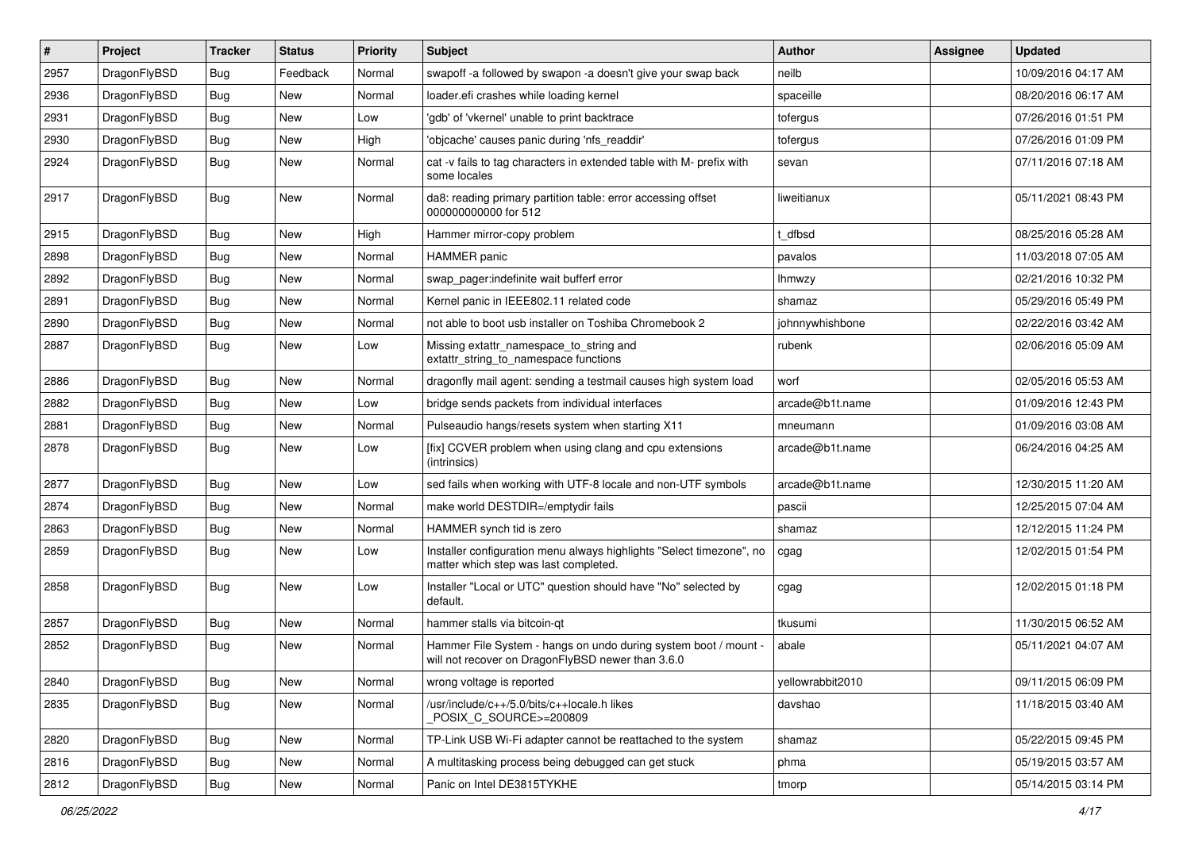| # | Project | Tracker | Status | Priority | Subject | Author | Assignee | Updated |
|---|---|---|---|---|---|---|---|---|
| 2957 | DragonFlyBSD | Bug | Feedback | Normal | swapoff -a followed by swapon -a doesn't give your swap back | neilb | | 10/09/2016 04:17 AM |
| 2936 | DragonFlyBSD | Bug | New | Normal | loader.efi crashes while loading kernel | spaceille | | 08/20/2016 06:17 AM |
| 2931 | DragonFlyBSD | Bug | New | Low | 'gdb' of 'vkernel' unable to print backtrace | tofergus | | 07/26/2016 01:51 PM |
| 2930 | DragonFlyBSD | Bug | New | High | 'objcache' causes panic during 'nfs_readdir' | tofergus | | 07/26/2016 01:09 PM |
| 2924 | DragonFlyBSD | Bug | New | Normal | cat -v fails to tag characters in extended table with M- prefix with some locales | sevan | | 07/11/2016 07:18 AM |
| 2917 | DragonFlyBSD | Bug | New | Normal | da8: reading primary partition table: error accessing offset 000000000000 for 512 | liweitianux | | 05/11/2021 08:43 PM |
| 2915 | DragonFlyBSD | Bug | New | High | Hammer mirror-copy problem | t_dfbsd | | 08/25/2016 05:28 AM |
| 2898 | DragonFlyBSD | Bug | New | Normal | HAMMER panic | pavalos | | 11/03/2018 07:05 AM |
| 2892 | DragonFlyBSD | Bug | New | Normal | swap_pager:indefinite wait bufferf error | lhmwzy | | 02/21/2016 10:32 PM |
| 2891 | DragonFlyBSD | Bug | New | Normal | Kernel panic in IEEE802.11 related code | shamaz | | 05/29/2016 05:49 PM |
| 2890 | DragonFlyBSD | Bug | New | Normal | not able to boot usb installer on Toshiba Chromebook 2 | johnnywhishbone | | 02/22/2016 03:42 AM |
| 2887 | DragonFlyBSD | Bug | New | Low | Missing extattr_namespace_to_string and extattr_string_to_namespace functions | rubenk | | 02/06/2016 05:09 AM |
| 2886 | DragonFlyBSD | Bug | New | Normal | dragonfly mail agent: sending a testmail causes high system load | worf | | 02/05/2016 05:53 AM |
| 2882 | DragonFlyBSD | Bug | New | Low | bridge sends packets from individual interfaces | arcade@b1t.name | | 01/09/2016 12:43 PM |
| 2881 | DragonFlyBSD | Bug | New | Normal | Pulseaudio hangs/resets system when starting X11 | mneumann | | 01/09/2016 03:08 AM |
| 2878 | DragonFlyBSD | Bug | New | Low | [fix] CCVER problem when using clang and cpu extensions (intrinsics) | arcade@b1t.name | | 06/24/2016 04:25 AM |
| 2877 | DragonFlyBSD | Bug | New | Low | sed fails when working with UTF-8 locale and non-UTF symbols | arcade@b1t.name | | 12/30/2015 11:20 AM |
| 2874 | DragonFlyBSD | Bug | New | Normal | make world DESTDIR=/emptydir fails | pascii | | 12/25/2015 07:04 AM |
| 2863 | DragonFlyBSD | Bug | New | Normal | HAMMER synch tid is zero | shamaz | | 12/12/2015 11:24 PM |
| 2859 | DragonFlyBSD | Bug | New | Low | Installer configuration menu always highlights "Select timezone", no matter which step was last completed. | cgag | | 12/02/2015 01:54 PM |
| 2858 | DragonFlyBSD | Bug | New | Low | Installer "Local or UTC" question should have "No" selected by default. | cgag | | 12/02/2015 01:18 PM |
| 2857 | DragonFlyBSD | Bug | New | Normal | hammer stalls via bitcoin-qt | tkusumi | | 11/30/2015 06:52 AM |
| 2852 | DragonFlyBSD | Bug | New | Normal | Hammer File System - hangs on undo during system boot / mount - will not recover on DragonFlyBSD newer than 3.6.0 | abale | | 05/11/2021 04:07 AM |
| 2840 | DragonFlyBSD | Bug | New | Normal | wrong voltage is reported | yellowrabbit2010 | | 09/11/2015 06:09 PM |
| 2835 | DragonFlyBSD | Bug | New | Normal | /usr/include/c++/5.0/bits/c++locale.h likes _POSIX_C_SOURCE>=200809 | davshao | | 11/18/2015 03:40 AM |
| 2820 | DragonFlyBSD | Bug | New | Normal | TP-Link USB Wi-Fi adapter cannot be reattached to the system | shamaz | | 05/22/2015 09:45 PM |
| 2816 | DragonFlyBSD | Bug | New | Normal | A multitasking process being debugged can get stuck | phma | | 05/19/2015 03:57 AM |
| 2812 | DragonFlyBSD | Bug | New | Normal | Panic on Intel DE3815TYKHE | tmorp | | 05/14/2015 03:14 PM |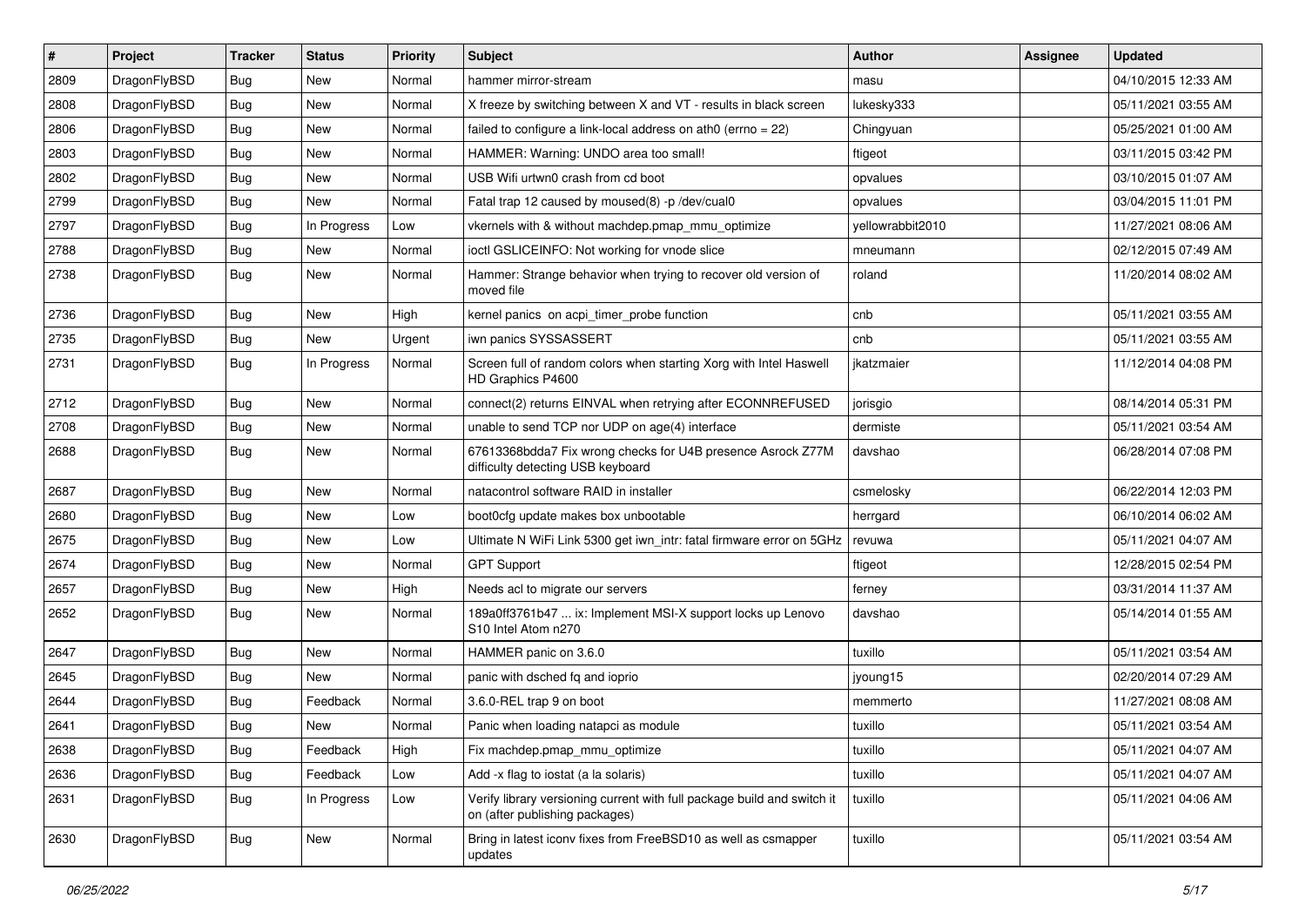| # | Project | Tracker | Status | Priority | Subject | Author | Assignee | Updated |
|---|---|---|---|---|---|---|---|---|
| 2809 | DragonFlyBSD | Bug | New | Normal | hammer mirror-stream | masu | | 04/10/2015 12:33 AM |
| 2808 | DragonFlyBSD | Bug | New | Normal | X freeze by switching between X and VT - results in black screen | lukesky333 | | 05/11/2021 03:55 AM |
| 2806 | DragonFlyBSD | Bug | New | Normal | failed to configure a link-local address on ath0 (errno = 22) | Chingyuan | | 05/25/2021 01:00 AM |
| 2803 | DragonFlyBSD | Bug | New | Normal | HAMMER: Warning: UNDO area too small! | ftigeot | | 03/11/2015 03:42 PM |
| 2802 | DragonFlyBSD | Bug | New | Normal | USB Wifi urtwn0 crash from cd boot | opvalues | | 03/10/2015 01:07 AM |
| 2799 | DragonFlyBSD | Bug | New | Normal | Fatal trap 12 caused by moused(8) -p /dev/cual0 | opvalues | | 03/04/2015 11:01 PM |
| 2797 | DragonFlyBSD | Bug | In Progress | Low | vkernels with & without machdep.pmap_mmu_optimize | yellowrabbit2010 | | 11/27/2021 08:06 AM |
| 2788 | DragonFlyBSD | Bug | New | Normal | ioctl GSLICEINFO: Not working for vnode slice | mneumann | | 02/12/2015 07:49 AM |
| 2738 | DragonFlyBSD | Bug | New | Normal | Hammer: Strange behavior when trying to recover old version of moved file | roland | | 11/20/2014 08:02 AM |
| 2736 | DragonFlyBSD | Bug | New | High | kernel panics on acpi_timer_probe function | cnb | | 05/11/2021 03:55 AM |
| 2735 | DragonFlyBSD | Bug | New | Urgent | iwn panics SYSSASSERT | cnb | | 05/11/2021 03:55 AM |
| 2731 | DragonFlyBSD | Bug | In Progress | Normal | Screen full of random colors when starting Xorg with Intel Haswell HD Graphics P4600 | jkatzmaier | | 11/12/2014 04:08 PM |
| 2712 | DragonFlyBSD | Bug | New | Normal | connect(2) returns EINVAL when retrying after ECONNREFUSED | jorisgio | | 08/14/2014 05:31 PM |
| 2708 | DragonFlyBSD | Bug | New | Normal | unable to send TCP nor UDP on age(4) interface | dermiste | | 05/11/2021 03:54 AM |
| 2688 | DragonFlyBSD | Bug | New | Normal | 67613368bdda7 Fix wrong checks for U4B presence Asrock Z77M difficulty detecting USB keyboard | davshao | | 06/28/2014 07:08 PM |
| 2687 | DragonFlyBSD | Bug | New | Normal | natacontrol software RAID in installer | csmelosky | | 06/22/2014 12:03 PM |
| 2680 | DragonFlyBSD | Bug | New | Low | boot0cfg update makes box unbootable | herrgard | | 06/10/2014 06:02 AM |
| 2675 | DragonFlyBSD | Bug | New | Low | Ultimate N WiFi Link 5300 get iwn_intr: fatal firmware error on 5GHz | revuwa | | 05/11/2021 04:07 AM |
| 2674 | DragonFlyBSD | Bug | New | Normal | GPT Support | ftigeot | | 12/28/2015 02:54 PM |
| 2657 | DragonFlyBSD | Bug | New | High | Needs acl to migrate our servers | ferney | | 03/31/2014 11:37 AM |
| 2652 | DragonFlyBSD | Bug | New | Normal | 189a0ff3761b47 ... ix: Implement MSI-X support locks up Lenovo S10 Intel Atom n270 | davshao | | 05/14/2014 01:55 AM |
| 2647 | DragonFlyBSD | Bug | New | Normal | HAMMER panic on 3.6.0 | tuxillo | | 05/11/2021 03:54 AM |
| 2645 | DragonFlyBSD | Bug | New | Normal | panic with dsched fq and ioprio | jyoung15 | | 02/20/2014 07:29 AM |
| 2644 | DragonFlyBSD | Bug | Feedback | Normal | 3.6.0-REL trap 9 on boot | memmerto | | 11/27/2021 08:08 AM |
| 2641 | DragonFlyBSD | Bug | New | Normal | Panic when loading natapci as module | tuxillo | | 05/11/2021 03:54 AM |
| 2638 | DragonFlyBSD | Bug | Feedback | High | Fix machdep.pmap_mmu_optimize | tuxillo | | 05/11/2021 04:07 AM |
| 2636 | DragonFlyBSD | Bug | Feedback | Low | Add -x flag to iostat (a la solaris) | tuxillo | | 05/11/2021 04:07 AM |
| 2631 | DragonFlyBSD | Bug | In Progress | Low | Verify library versioning current with full package build and switch it on (after publishing packages) | tuxillo | | 05/11/2021 04:06 AM |
| 2630 | DragonFlyBSD | Bug | New | Normal | Bring in latest iconv fixes from FreeBSD10 as well as csmapper updates | tuxillo | | 05/11/2021 03:54 AM |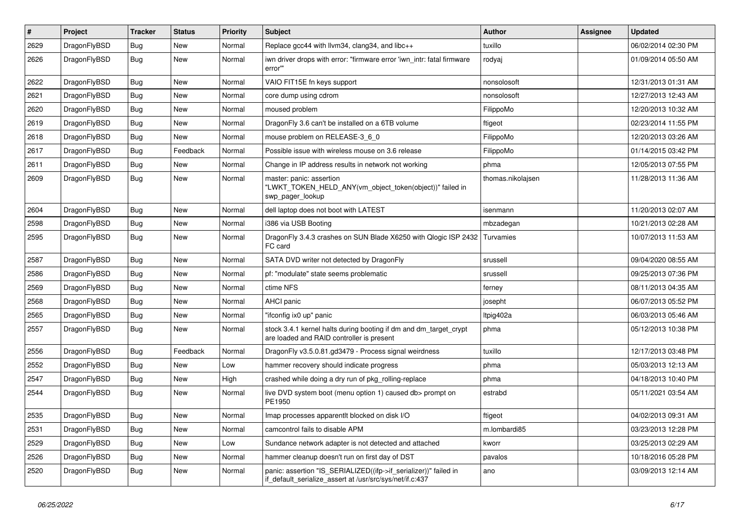| # | Project | Tracker | Status | Priority | Subject | Author | Assignee | Updated |
|---|---|---|---|---|---|---|---|---|
| 2629 | DragonFlyBSD | Bug | New | Normal | Replace gcc44 with llvm34, clang34, and libc++ | tuxillo | | 06/02/2014 02:30 PM |
| 2626 | DragonFlyBSD | Bug | New | Normal | iwn driver drops with error: "firmware error 'iwn_intr: fatal firmware error'" | rodyaj | | 01/09/2014 05:50 AM |
| 2622 | DragonFlyBSD | Bug | New | Normal | VAIO FIT15E fn keys support | nonsolosoft | | 12/31/2013 01:31 AM |
| 2621 | DragonFlyBSD | Bug | New | Normal | core dump using cdrom | nonsolosoft | | 12/27/2013 12:43 AM |
| 2620 | DragonFlyBSD | Bug | New | Normal | moused problem | FilippoMo | | 12/20/2013 10:32 AM |
| 2619 | DragonFlyBSD | Bug | New | Normal | DragonFly 3.6 can't be installed on a 6TB volume | ftigeot | | 02/23/2014 11:55 PM |
| 2618 | DragonFlyBSD | Bug | New | Normal | mouse problem on RELEASE-3_6_0 | FilippoMo | | 12/20/2013 03:26 AM |
| 2617 | DragonFlyBSD | Bug | Feedback | Normal | Possible issue with wireless mouse on 3.6 release | FilippoMo | | 01/14/2015 03:42 PM |
| 2611 | DragonFlyBSD | Bug | New | Normal | Change in IP address results in network not working | phma | | 12/05/2013 07:55 PM |
| 2609 | DragonFlyBSD | Bug | New | Normal | master: panic: assertion "LWKT_TOKEN_HELD_ANY(vm_object_token(object))" failed in swp_pager_lookup | thomas.nikolajsen | | 11/28/2013 11:36 AM |
| 2604 | DragonFlyBSD | Bug | New | Normal | dell laptop does not boot with LATEST | isenmann | | 11/20/2013 02:07 AM |
| 2598 | DragonFlyBSD | Bug | New | Normal | i386 via USB Booting | mbzadegan | | 10/21/2013 02:28 AM |
| 2595 | DragonFlyBSD | Bug | New | Normal | DragonFly 3.4.3 crashes on SUN Blade X6250 with Qlogic ISP 2432 FC card | Turvamies | | 10/07/2013 11:53 AM |
| 2587 | DragonFlyBSD | Bug | New | Normal | SATA DVD writer not detected by DragonFly | srussell | | 09/04/2020 08:55 AM |
| 2586 | DragonFlyBSD | Bug | New | Normal | pf: "modulate" state seems problematic | srussell | | 09/25/2013 07:36 PM |
| 2569 | DragonFlyBSD | Bug | New | Normal | ctime NFS | ferney | | 08/11/2013 04:35 AM |
| 2568 | DragonFlyBSD | Bug | New | Normal | AHCI panic | josepht | | 06/07/2013 05:52 PM |
| 2565 | DragonFlyBSD | Bug | New | Normal | "ifconfig ix0 up" panic | ltpig402a | | 06/03/2013 05:46 AM |
| 2557 | DragonFlyBSD | Bug | New | Normal | stock 3.4.1 kernel halts during booting if dm and dm_target_crypt are loaded and RAID controller is present | phma | | 05/12/2013 10:38 PM |
| 2556 | DragonFlyBSD | Bug | Feedback | Normal | DragonFly v3.5.0.81.gd3479 - Process signal weirdness | tuxillo | | 12/17/2013 03:48 PM |
| 2552 | DragonFlyBSD | Bug | New | Low | hammer recovery should indicate progress | phma | | 05/03/2013 12:13 AM |
| 2547 | DragonFlyBSD | Bug | New | High | crashed while doing a dry run of pkg_rolling-replace | phma | | 04/18/2013 10:40 PM |
| 2544 | DragonFlyBSD | Bug | New | Normal | live DVD system boot (menu option 1) caused db> prompt on PE1950 | estrabd | | 05/11/2021 03:54 AM |
| 2535 | DragonFlyBSD | Bug | New | Normal | Imap processes apparentlt blocked on disk I/O | ftigeot | | 04/02/2013 09:31 AM |
| 2531 | DragonFlyBSD | Bug | New | Normal | camcontrol fails to disable APM | m.lombardi85 | | 03/23/2013 12:28 PM |
| 2529 | DragonFlyBSD | Bug | New | Low | Sundance network adapter is not detected and attached | kworr | | 03/25/2013 02:29 AM |
| 2526 | DragonFlyBSD | Bug | New | Normal | hammer cleanup doesn't run on first day of DST | pavalos | | 10/18/2016 05:28 PM |
| 2520 | DragonFlyBSD | Bug | New | Normal | panic: assertion "IS_SERIALIZED((ifp->if_serializer))" failed in if_default_serialize_assert at /usr/src/sys/net/if.c:437 | ano | | 03/09/2013 12:14 AM |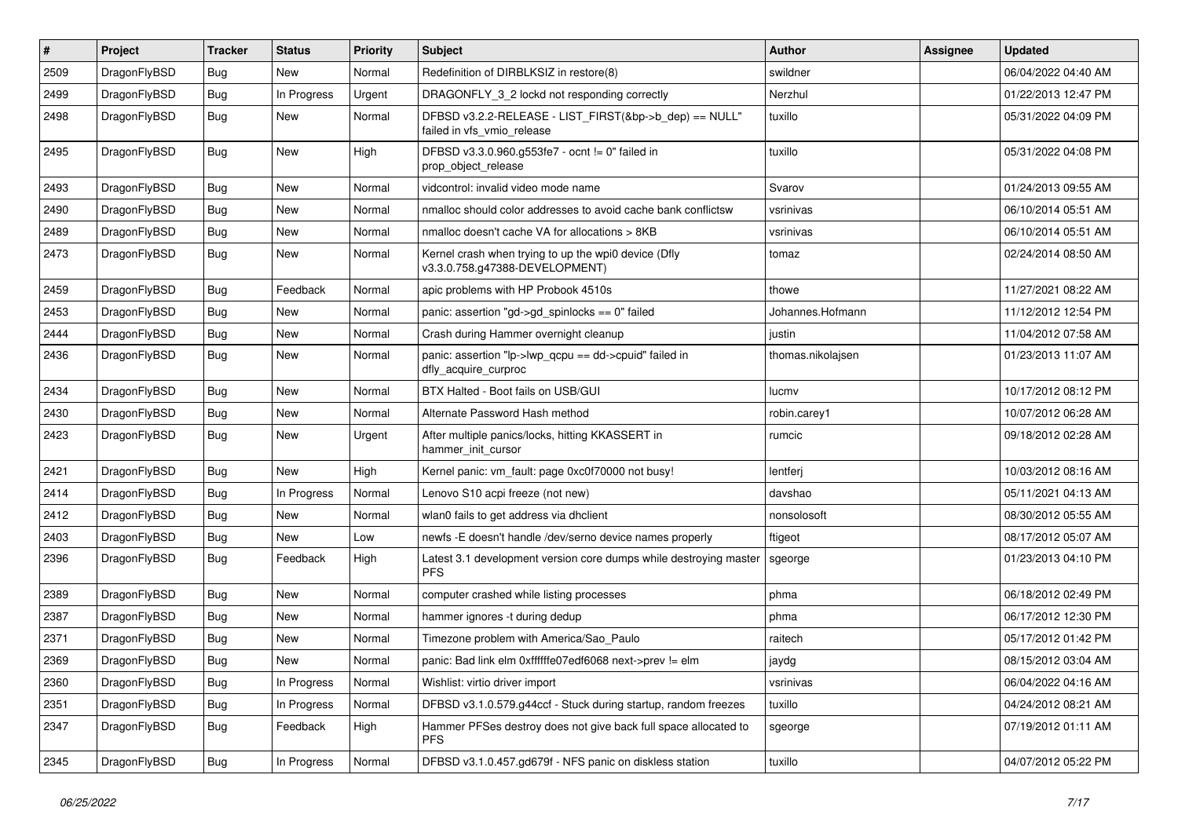| # | Project | Tracker | Status | Priority | Subject | Author | Assignee | Updated |
| --- | --- | --- | --- | --- | --- | --- | --- | --- |
| 2509 | DragonFlyBSD | Bug | New | Normal | Redefinition of DIRBLKSIZ in restore(8) | swildner | | 06/04/2022 04:40 AM |
| 2499 | DragonFlyBSD | Bug | In Progress | Urgent | DRAGONFLY_3_2 lockd not responding correctly | Nerzhul | | 01/22/2013 12:47 PM |
| 2498 | DragonFlyBSD | Bug | New | Normal | DFBSD v3.2.2-RELEASE - LIST_FIRST(&bp->b_dep) == NULL" failed in vfs_vmio_release | tuxillo | | 05/31/2022 04:09 PM |
| 2495 | DragonFlyBSD | Bug | New | High | DFBSD v3.3.0.960.g553fe7 - ocnt != 0" failed in prop_object_release | tuxillo | | 05/31/2022 04:08 PM |
| 2493 | DragonFlyBSD | Bug | New | Normal | vidcontrol: invalid video mode name | Svarov | | 01/24/2013 09:55 AM |
| 2490 | DragonFlyBSD | Bug | New | Normal | nmalloc should color addresses to avoid cache bank conflictsw | vsrinivas | | 06/10/2014 05:51 AM |
| 2489 | DragonFlyBSD | Bug | New | Normal | nmalloc doesn't cache VA for allocations > 8KB | vsrinivas | | 06/10/2014 05:51 AM |
| 2473 | DragonFlyBSD | Bug | New | Normal | Kernel crash when trying to up the wpi0 device (Dfly v3.3.0.758.g47388-DEVELOPMENT) | tomaz | | 02/24/2014 08:50 AM |
| 2459 | DragonFlyBSD | Bug | Feedback | Normal | apic problems with HP Probook 4510s | thowe | | 11/27/2021 08:22 AM |
| 2453 | DragonFlyBSD | Bug | New | Normal | panic: assertion "gd->gd_spinlocks == 0" failed | Johannes.Hofmann | | 11/12/2012 12:54 PM |
| 2444 | DragonFlyBSD | Bug | New | Normal | Crash during Hammer overnight cleanup | justin | | 11/04/2012 07:58 AM |
| 2436 | DragonFlyBSD | Bug | New | Normal | panic: assertion "lp->lwp_qcpu == dd->cpuid" failed in dfly_acquire_curproc | thomas.nikolajsen | | 01/23/2013 11:07 AM |
| 2434 | DragonFlyBSD | Bug | New | Normal | BTX Halted - Boot fails on USB/GUI | lucmv | | 10/17/2012 08:12 PM |
| 2430 | DragonFlyBSD | Bug | New | Normal | Alternate Password Hash method | robin.carey1 | | 10/07/2012 06:28 AM |
| 2423 | DragonFlyBSD | Bug | New | Urgent | After multiple panics/locks, hitting KKASSERT in hammer_init_cursor | rumcic | | 09/18/2012 02:28 AM |
| 2421 | DragonFlyBSD | Bug | New | High | Kernel panic: vm_fault: page 0xc0f70000 not busy! | lentferj | | 10/03/2012 08:16 AM |
| 2414 | DragonFlyBSD | Bug | In Progress | Normal | Lenovo S10 acpi freeze (not new) | davshao | | 05/11/2021 04:13 AM |
| 2412 | DragonFlyBSD | Bug | New | Normal | wlan0 fails to get address via dhclient | nonsolosoft | | 08/30/2012 05:55 AM |
| 2403 | DragonFlyBSD | Bug | New | Low | newfs -E doesn't handle /dev/serno device names properly | ftigeot | | 08/17/2012 05:07 AM |
| 2396 | DragonFlyBSD | Bug | Feedback | High | Latest 3.1 development version core dumps while destroying master PFS | sgeorge | | 01/23/2013 04:10 PM |
| 2389 | DragonFlyBSD | Bug | New | Normal | computer crashed while listing processes | phma | | 06/18/2012 02:49 PM |
| 2387 | DragonFlyBSD | Bug | New | Normal | hammer ignores -t during dedup | phma | | 06/17/2012 12:30 PM |
| 2371 | DragonFlyBSD | Bug | New | Normal | Timezone problem with America/Sao_Paulo | raitech | | 05/17/2012 01:42 PM |
| 2369 | DragonFlyBSD | Bug | New | Normal | panic: Bad link elm 0xffffffe07edf6068 next->prev != elm | jaydg | | 08/15/2012 03:04 AM |
| 2360 | DragonFlyBSD | Bug | In Progress | Normal | Wishlist: virtio driver import | vsrinivas | | 06/04/2022 04:16 AM |
| 2351 | DragonFlyBSD | Bug | In Progress | Normal | DFBSD v3.1.0.579.g44ccf - Stuck during startup, random freezes | tuxillo | | 04/24/2012 08:21 AM |
| 2347 | DragonFlyBSD | Bug | Feedback | High | Hammer PFSes destroy does not give back full space allocated to PFS | sgeorge | | 07/19/2012 01:11 AM |
| 2345 | DragonFlyBSD | Bug | In Progress | Normal | DFBSD v3.1.0.457.gd679f - NFS panic on diskless station | tuxillo | | 04/07/2012 05:22 PM |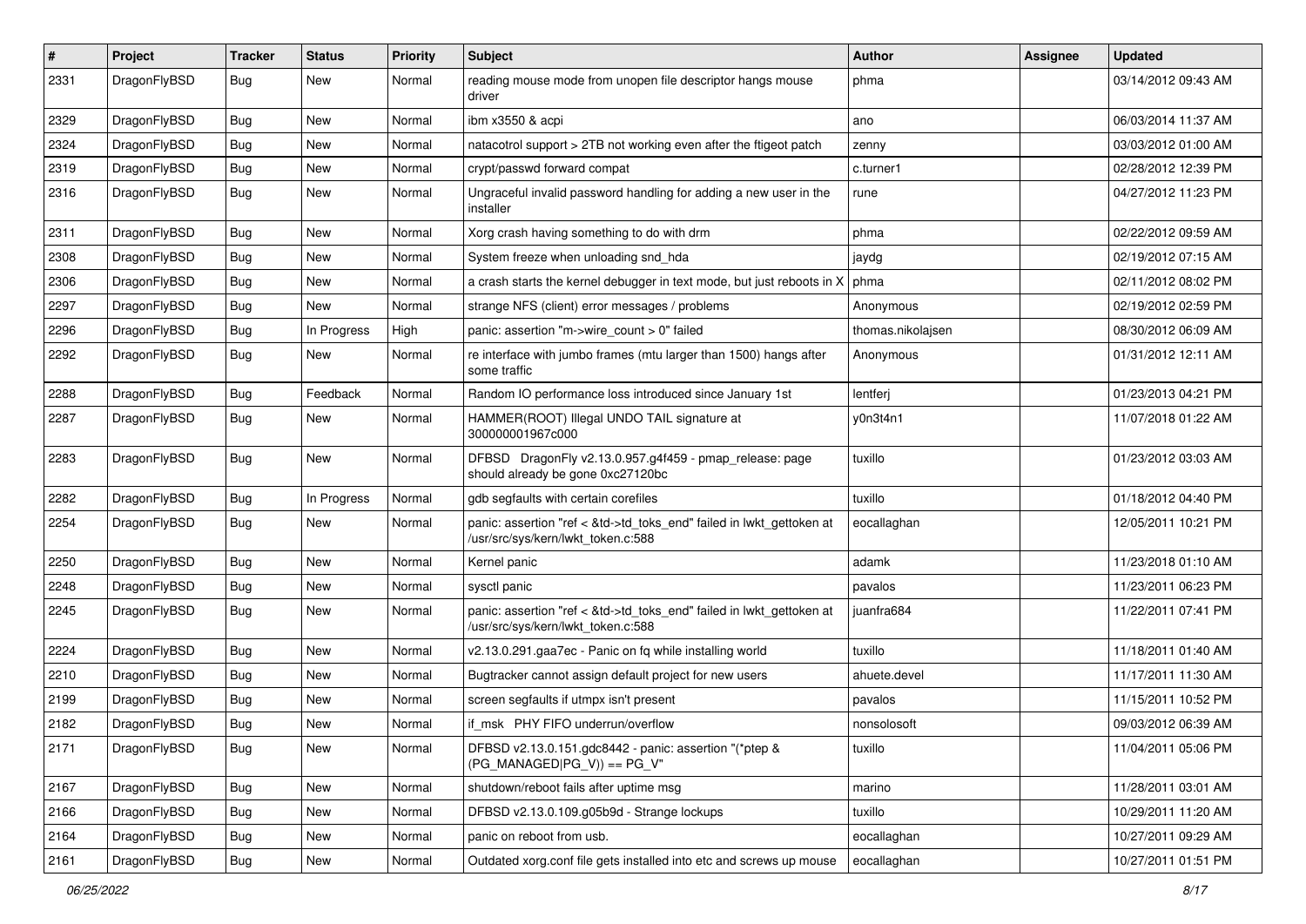| # | Project | Tracker | Status | Priority | Subject | Author | Assignee | Updated |
|---|---|---|---|---|---|---|---|---|
| 2331 | DragonFlyBSD | Bug | New | Normal | reading mouse mode from unopen file descriptor hangs mouse driver | phma | | 03/14/2012 09:43 AM |
| 2329 | DragonFlyBSD | Bug | New | Normal | ibm x3550 & acpi | ano | | 06/03/2014 11:37 AM |
| 2324 | DragonFlyBSD | Bug | New | Normal | natacotrol support > 2TB not working even after the ftigeot patch | zenny | | 03/03/2012 01:00 AM |
| 2319 | DragonFlyBSD | Bug | New | Normal | crypt/passwd forward compat | c.turner1 | | 02/28/2012 12:39 PM |
| 2316 | DragonFlyBSD | Bug | New | Normal | Ungraceful invalid password handling for adding a new user in the installer | rune | | 04/27/2012 11:23 PM |
| 2311 | DragonFlyBSD | Bug | New | Normal | Xorg crash having something to do with drm | phma | | 02/22/2012 09:59 AM |
| 2308 | DragonFlyBSD | Bug | New | Normal | System freeze when unloading snd_hda | jaydg | | 02/19/2012 07:15 AM |
| 2306 | DragonFlyBSD | Bug | New | Normal | a crash starts the kernel debugger in text mode, but just reboots in X | phma | | 02/11/2012 08:02 PM |
| 2297 | DragonFlyBSD | Bug | New | Normal | strange NFS (client) error messages / problems | Anonymous | | 02/19/2012 02:59 PM |
| 2296 | DragonFlyBSD | Bug | In Progress | High | panic: assertion "m->wire_count > 0" failed | thomas.nikolajsen | | 08/30/2012 06:09 AM |
| 2292 | DragonFlyBSD | Bug | New | Normal | re interface with jumbo frames (mtu larger than 1500) hangs after some traffic | Anonymous | | 01/31/2012 12:11 AM |
| 2288 | DragonFlyBSD | Bug | Feedback | Normal | Random IO performance loss introduced since January 1st | lentferj | | 01/23/2013 04:21 PM |
| 2287 | DragonFlyBSD | Bug | New | Normal | HAMMER(ROOT) Illegal UNDO TAIL signature at 300000001967c000 | y0n3t4n1 | | 11/07/2018 01:22 AM |
| 2283 | DragonFlyBSD | Bug | New | Normal | DFBSD DragonFly v2.13.0.957.g4f459 - pmap_release: page should already be gone 0xc27120bc | tuxillo | | 01/23/2012 03:03 AM |
| 2282 | DragonFlyBSD | Bug | In Progress | Normal | gdb segfaults with certain corefiles | tuxillo | | 01/18/2012 04:40 PM |
| 2254 | DragonFlyBSD | Bug | New | Normal | panic: assertion "ref < &td->td_toks_end" failed in lwkt_gettoken at /usr/src/sys/kern/lwkt_token.c:588 | eocallaghan | | 12/05/2011 10:21 PM |
| 2250 | DragonFlyBSD | Bug | New | Normal | Kernel panic | adamk | | 11/23/2018 01:10 AM |
| 2248 | DragonFlyBSD | Bug | New | Normal | sysctl panic | pavalos | | 11/23/2011 06:23 PM |
| 2245 | DragonFlyBSD | Bug | New | Normal | panic: assertion "ref < &td->td_toks_end" failed in lwkt_gettoken at /usr/src/sys/kern/lwkt_token.c:588 | juanfra684 | | 11/22/2011 07:41 PM |
| 2224 | DragonFlyBSD | Bug | New | Normal | v2.13.0.291.gaa7ec - Panic on fq while installing world | tuxillo | | 11/18/2011 01:40 AM |
| 2210 | DragonFlyBSD | Bug | New | Normal | Bugtracker cannot assign default project for new users | ahuete.devel | | 11/17/2011 11:30 AM |
| 2199 | DragonFlyBSD | Bug | New | Normal | screen segfaults if utmpx isn't present | pavalos | | 11/15/2011 10:52 PM |
| 2182 | DragonFlyBSD | Bug | New | Normal | if_msk PHY FIFO underrun/overflow | nonsolosoft | | 09/03/2012 06:39 AM |
| 2171 | DragonFlyBSD | Bug | New | Normal | DFBSD v2.13.0.151.gdc8442 - panic: assertion "(*ptep & (PG_MANAGED\|PG_V)) == PG_V" | tuxillo | | 11/04/2011 05:06 PM |
| 2167 | DragonFlyBSD | Bug | New | Normal | shutdown/reboot fails after uptime msg | marino | | 11/28/2011 03:01 AM |
| 2166 | DragonFlyBSD | Bug | New | Normal | DFBSD v2.13.0.109.g05b9d - Strange lockups | tuxillo | | 10/29/2011 11:20 AM |
| 2164 | DragonFlyBSD | Bug | New | Normal | panic on reboot from usb. | eocallaghan | | 10/27/2011 09:29 AM |
| 2161 | DragonFlyBSD | Bug | New | Normal | Outdated xorg.conf file gets installed into etc and screws up mouse | eocallaghan | | 10/27/2011 01:51 PM |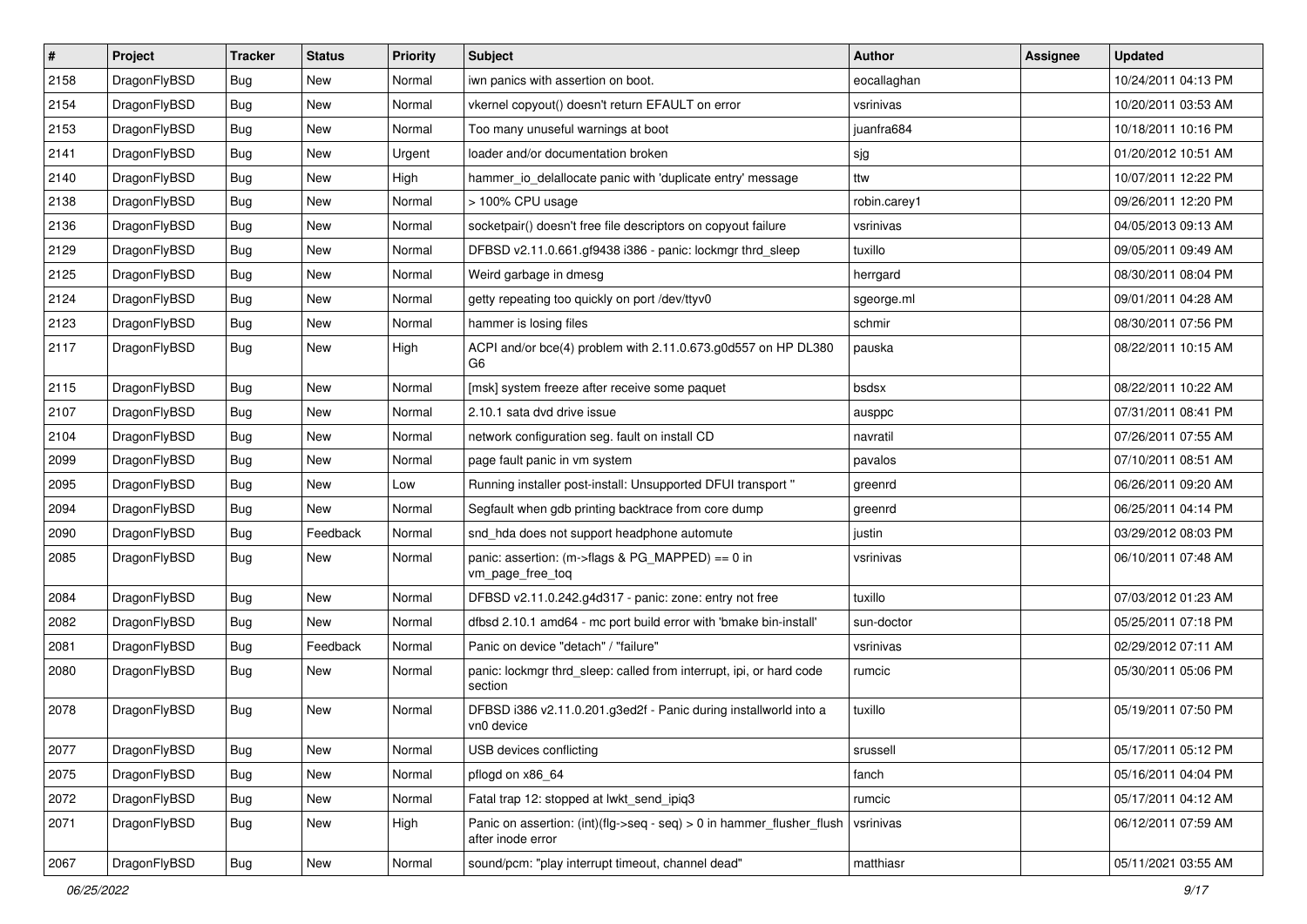| # | Project | Tracker | Status | Priority | Subject | Author | Assignee | Updated |
|---|---|---|---|---|---|---|---|---|
| 2158 | DragonFlyBSD | Bug | New | Normal | iwn panics with assertion on boot. | eocallaghan | | 10/24/2011 04:13 PM |
| 2154 | DragonFlyBSD | Bug | New | Normal | vkernel copyout() doesn't return EFAULT on error | vsrinivas | | 10/20/2011 03:53 AM |
| 2153 | DragonFlyBSD | Bug | New | Normal | Too many unuseful warnings at boot | juanfra684 | | 10/18/2011 10:16 PM |
| 2141 | DragonFlyBSD | Bug | New | Urgent | loader and/or documentation broken | sjg | | 01/20/2012 10:51 AM |
| 2140 | DragonFlyBSD | Bug | New | High | hammer_io_delallocate panic with 'duplicate entry' message | ttw | | 10/07/2011 12:22 PM |
| 2138 | DragonFlyBSD | Bug | New | Normal | > 100% CPU usage | robin.carey1 | | 09/26/2011 12:20 PM |
| 2136 | DragonFlyBSD | Bug | New | Normal | socketpair() doesn't free file descriptors on copyout failure | vsrinivas | | 04/05/2013 09:13 AM |
| 2129 | DragonFlyBSD | Bug | New | Normal | DFBSD v2.11.0.661.gf9438 i386 - panic: lockmgr thrd_sleep | tuxillo | | 09/05/2011 09:49 AM |
| 2125 | DragonFlyBSD | Bug | New | Normal | Weird garbage in dmesg | herrgard | | 08/30/2011 08:04 PM |
| 2124 | DragonFlyBSD | Bug | New | Normal | getty repeating too quickly on port /dev/ttyv0 | sgeorge.ml | | 09/01/2011 04:28 AM |
| 2123 | DragonFlyBSD | Bug | New | Normal | hammer is losing files | schmir | | 08/30/2011 07:56 PM |
| 2117 | DragonFlyBSD | Bug | New | High | ACPI and/or bce(4) problem with 2.11.0.673.g0d557 on HP DL380 G6 | pauska | | 08/22/2011 10:15 AM |
| 2115 | DragonFlyBSD | Bug | New | Normal | [msk] system freeze after receive some paquet | bsdsx | | 08/22/2011 10:22 AM |
| 2107 | DragonFlyBSD | Bug | New | Normal | 2.10.1 sata dvd drive issue | ausppc | | 07/31/2011 08:41 PM |
| 2104 | DragonFlyBSD | Bug | New | Normal | network configuration seg. fault on install CD | navratil | | 07/26/2011 07:55 AM |
| 2099 | DragonFlyBSD | Bug | New | Normal | page fault panic in vm system | pavalos | | 07/10/2011 08:51 AM |
| 2095 | DragonFlyBSD | Bug | New | Low | Running installer post-install: Unsupported DFUI transport " | greenrd | | 06/26/2011 09:20 AM |
| 2094 | DragonFlyBSD | Bug | New | Normal | Segfault when gdb printing backtrace from core dump | greenrd | | 06/25/2011 04:14 PM |
| 2090 | DragonFlyBSD | Bug | Feedback | Normal | snd_hda does not support headphone automute | justin | | 03/29/2012 08:03 PM |
| 2085 | DragonFlyBSD | Bug | New | Normal | panic: assertion: (m->flags & PG_MAPPED) == 0 in vm_page_free_toq | vsrinivas | | 06/10/2011 07:48 AM |
| 2084 | DragonFlyBSD | Bug | New | Normal | DFBSD v2.11.0.242.g4d317 - panic: zone: entry not free | tuxillo | | 07/03/2012 01:23 AM |
| 2082 | DragonFlyBSD | Bug | New | Normal | dfbsd 2.10.1 amd64 - mc port build error with 'bmake bin-install' | sun-doctor | | 05/25/2011 07:18 PM |
| 2081 | DragonFlyBSD | Bug | Feedback | Normal | Panic on device "detach" / "failure" | vsrinivas | | 02/29/2012 07:11 AM |
| 2080 | DragonFlyBSD | Bug | New | Normal | panic: lockmgr thrd_sleep: called from interrupt, ipi, or hard code section | rumcic | | 05/30/2011 05:06 PM |
| 2078 | DragonFlyBSD | Bug | New | Normal | DFBSD i386 v2.11.0.201.g3ed2f - Panic during installworld into a vn0 device | tuxillo | | 05/19/2011 07:50 PM |
| 2077 | DragonFlyBSD | Bug | New | Normal | USB devices conflicting | srussell | | 05/17/2011 05:12 PM |
| 2075 | DragonFlyBSD | Bug | New | Normal | pflogd on x86_64 | fanch | | 05/16/2011 04:04 PM |
| 2072 | DragonFlyBSD | Bug | New | Normal | Fatal trap 12: stopped at lwkt_send_ipiq3 | rumcic | | 05/17/2011 04:12 AM |
| 2071 | DragonFlyBSD | Bug | New | High | Panic on assertion: (int)(flg->seq - seq) > 0 in hammer_flusher_flush after inode error | vsrinivas | | 06/12/2011 07:59 AM |
| 2067 | DragonFlyBSD | Bug | New | Normal | sound/pcm: "play interrupt timeout, channel dead" | matthiasr | | 05/11/2021 03:55 AM |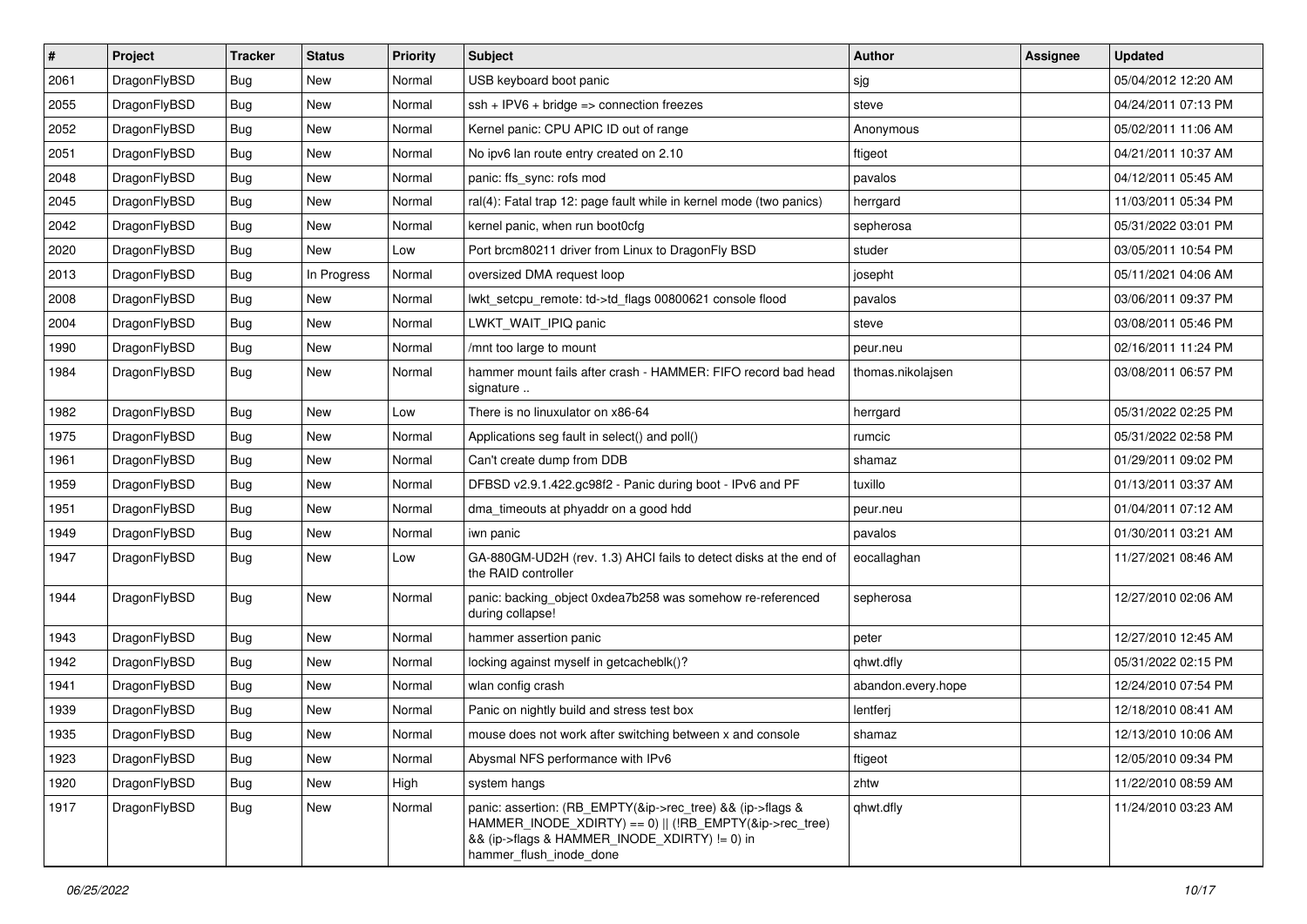| # | Project | Tracker | Status | Priority | Subject | Author | Assignee | Updated |
|---|---|---|---|---|---|---|---|---|
| 2061 | DragonFlyBSD | Bug | New | Normal | USB keyboard boot panic | sjg | | 05/04/2012 12:20 AM |
| 2055 | DragonFlyBSD | Bug | New | Normal | ssh + IPV6 + bridge => connection freezes | steve | | 04/24/2011 07:13 PM |
| 2052 | DragonFlyBSD | Bug | New | Normal | Kernel panic: CPU APIC ID out of range | Anonymous | | 05/02/2011 11:06 AM |
| 2051 | DragonFlyBSD | Bug | New | Normal | No ipv6 lan route entry created on 2.10 | ftigeot | | 04/21/2011 10:37 AM |
| 2048 | DragonFlyBSD | Bug | New | Normal | panic: ffs_sync: rofs mod | pavalos | | 04/12/2011 05:45 AM |
| 2045 | DragonFlyBSD | Bug | New | Normal | ral(4): Fatal trap 12: page fault while in kernel mode (two panics) | herrgard | | 11/03/2011 05:34 PM |
| 2042 | DragonFlyBSD | Bug | New | Normal | kernel panic, when run boot0cfg | sepherosa | | 05/31/2022 03:01 PM |
| 2020 | DragonFlyBSD | Bug | New | Low | Port brcm80211 driver from Linux to DragonFly BSD | studer | | 03/05/2011 10:54 PM |
| 2013 | DragonFlyBSD | Bug | In Progress | Normal | oversized DMA request loop | josepht | | 05/11/2021 04:06 AM |
| 2008 | DragonFlyBSD | Bug | New | Normal | lwkt_setcpu_remote: td->td_flags 00800621 console flood | pavalos | | 03/06/2011 09:37 PM |
| 2004 | DragonFlyBSD | Bug | New | Normal | LWKT_WAIT_IPIQ panic | steve | | 03/08/2011 05:46 PM |
| 1990 | DragonFlyBSD | Bug | New | Normal | /mnt too large to mount | peur.neu | | 02/16/2011 11:24 PM |
| 1984 | DragonFlyBSD | Bug | New | Normal | hammer mount fails after crash - HAMMER: FIFO record bad head signature .. | thomas.nikolajsen | | 03/08/2011 06:57 PM |
| 1982 | DragonFlyBSD | Bug | New | Low | There is no linuxulator on x86-64 | herrgard | | 05/31/2022 02:25 PM |
| 1975 | DragonFlyBSD | Bug | New | Normal | Applications seg fault in select() and poll() | rumcic | | 05/31/2022 02:58 PM |
| 1961 | DragonFlyBSD | Bug | New | Normal | Can't create dump from DDB | shamaz | | 01/29/2011 09:02 PM |
| 1959 | DragonFlyBSD | Bug | New | Normal | DFBSD v2.9.1.422.gc98f2 - Panic during boot - IPv6 and PF | tuxillo | | 01/13/2011 03:37 AM |
| 1951 | DragonFlyBSD | Bug | New | Normal | dma_timeouts at phyaddr on a good hdd | peur.neu | | 01/04/2011 07:12 AM |
| 1949 | DragonFlyBSD | Bug | New | Normal | iwn panic | pavalos | | 01/30/2011 03:21 AM |
| 1947 | DragonFlyBSD | Bug | New | Low | GA-880GM-UD2H (rev. 1.3) AHCI fails to detect disks at the end of the RAID controller | eocallaghan | | 11/27/2021 08:46 AM |
| 1944 | DragonFlyBSD | Bug | New | Normal | panic: backing_object 0xdea7b258 was somehow re-referenced during collapse! | sepherosa | | 12/27/2010 02:06 AM |
| 1943 | DragonFlyBSD | Bug | New | Normal | hammer assertion panic | peter | | 12/27/2010 12:45 AM |
| 1942 | DragonFlyBSD | Bug | New | Normal | locking against myself in getcacheblk()? | qhwt.dfly | | 05/31/2022 02:15 PM |
| 1941 | DragonFlyBSD | Bug | New | Normal | wlan config crash | abandon.every.hope | | 12/24/2010 07:54 PM |
| 1939 | DragonFlyBSD | Bug | New | Normal | Panic on nightly build and stress test box | lentferj | | 12/18/2010 08:41 AM |
| 1935 | DragonFlyBSD | Bug | New | Normal | mouse does not work after switching between x and console | shamaz | | 12/13/2010 10:06 AM |
| 1923 | DragonFlyBSD | Bug | New | Normal | Abysmal NFS performance with IPv6 | ftigeot | | 12/05/2010 09:34 PM |
| 1920 | DragonFlyBSD | Bug | New | High | system hangs | zhtw | | 11/22/2010 08:59 AM |
| 1917 | DragonFlyBSD | Bug | New | Normal | panic: assertion: (RB_EMPTY(&ip->rec_tree) && (ip->flags & HAMMER_INODE_XDIRTY) == 0) \|\| (!RB_EMPTY(&ip->rec_tree) && (ip->flags & HAMMER_INODE_XDIRTY) != 0) in hammer_flush_inode_done | qhwt.dfly | | 11/24/2010 03:23 AM |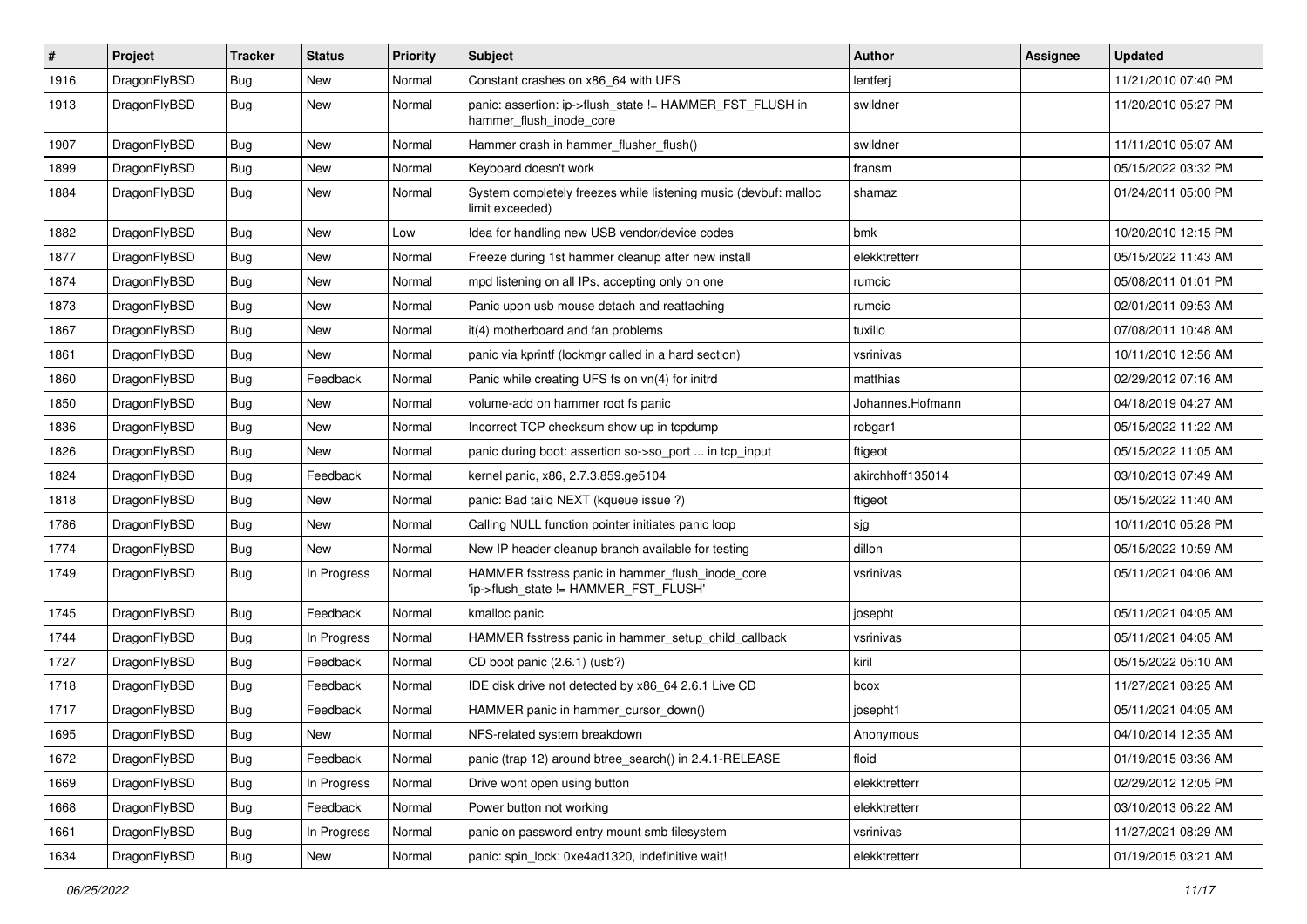| # | Project | Tracker | Status | Priority | Subject | Author | Assignee | Updated |
|---|---|---|---|---|---|---|---|---|
| 1916 | DragonFlyBSD | Bug | New | Normal | Constant crashes on x86_64 with UFS | lentferj | | 11/21/2010 07:40 PM |
| 1913 | DragonFlyBSD | Bug | New | Normal | panic: assertion: ip->flush_state != HAMMER_FST_FLUSH in hammer_flush_inode_core | swildner | | 11/20/2010 05:27 PM |
| 1907 | DragonFlyBSD | Bug | New | Normal | Hammer crash in hammer_flusher_flush() | swildner | | 11/11/2010 05:07 AM |
| 1899 | DragonFlyBSD | Bug | New | Normal | Keyboard doesn't work | fransm | | 05/15/2022 03:32 PM |
| 1884 | DragonFlyBSD | Bug | New | Normal | System completely freezes while listening music (devbuf: malloc limit exceeded) | shamaz | | 01/24/2011 05:00 PM |
| 1882 | DragonFlyBSD | Bug | New | Low | Idea for handling new USB vendor/device codes | bmk | | 10/20/2010 12:15 PM |
| 1877 | DragonFlyBSD | Bug | New | Normal | Freeze during 1st hammer cleanup after new install | elekktretterr | | 05/15/2022 11:43 AM |
| 1874 | DragonFlyBSD | Bug | New | Normal | mpd listening on all IPs, accepting only on one | rumcic | | 05/08/2011 01:01 PM |
| 1873 | DragonFlyBSD | Bug | New | Normal | Panic upon usb mouse detach and reattaching | rumcic | | 02/01/2011 09:53 AM |
| 1867 | DragonFlyBSD | Bug | New | Normal | it(4) motherboard and fan problems | tuxillo | | 07/08/2011 10:48 AM |
| 1861 | DragonFlyBSD | Bug | New | Normal | panic via kprintf (lockmgr called in a hard section) | vsrinivas | | 10/11/2010 12:56 AM |
| 1860 | DragonFlyBSD | Bug | Feedback | Normal | Panic while creating UFS fs on vn(4) for initrd | matthias | | 02/29/2012 07:16 AM |
| 1850 | DragonFlyBSD | Bug | New | Normal | volume-add on hammer root fs panic | Johannes.Hofmann | | 04/18/2019 04:27 AM |
| 1836 | DragonFlyBSD | Bug | New | Normal | Incorrect TCP checksum show up in tcpdump | robgar1 | | 05/15/2022 11:22 AM |
| 1826 | DragonFlyBSD | Bug | New | Normal | panic during boot: assertion so->so_port ... in tcp_input | ftigeot | | 05/15/2022 11:05 AM |
| 1824 | DragonFlyBSD | Bug | Feedback | Normal | kernel panic, x86, 2.7.3.859.ge5104 | akirchhoff135014 | | 03/10/2013 07:49 AM |
| 1818 | DragonFlyBSD | Bug | New | Normal | panic: Bad tailq NEXT (kqueue issue ?) | ftigeot | | 05/15/2022 11:40 AM |
| 1786 | DragonFlyBSD | Bug | New | Normal | Calling NULL function pointer initiates panic loop | sjg | | 10/11/2010 05:28 PM |
| 1774 | DragonFlyBSD | Bug | New | Normal | New IP header cleanup branch available for testing | dillon | | 05/15/2022 10:59 AM |
| 1749 | DragonFlyBSD | Bug | In Progress | Normal | HAMMER fsstress panic in hammer_flush_inode_core 'ip->flush_state != HAMMER_FST_FLUSH' | vsrinivas | | 05/11/2021 04:06 AM |
| 1745 | DragonFlyBSD | Bug | Feedback | Normal | kmalloc panic | josepht | | 05/11/2021 04:05 AM |
| 1744 | DragonFlyBSD | Bug | In Progress | Normal | HAMMER fsstress panic in hammer_setup_child_callback | vsrinivas | | 05/11/2021 04:05 AM |
| 1727 | DragonFlyBSD | Bug | Feedback | Normal | CD boot panic (2.6.1) (usb?) | kiril | | 05/15/2022 05:10 AM |
| 1718 | DragonFlyBSD | Bug | Feedback | Normal | IDE disk drive not detected by x86_64 2.6.1 Live CD | bcox | | 11/27/2021 08:25 AM |
| 1717 | DragonFlyBSD | Bug | Feedback | Normal | HAMMER panic in hammer_cursor_down() | josepht1 | | 05/11/2021 04:05 AM |
| 1695 | DragonFlyBSD | Bug | New | Normal | NFS-related system breakdown | Anonymous | | 04/10/2014 12:35 AM |
| 1672 | DragonFlyBSD | Bug | Feedback | Normal | panic (trap 12) around btree_search() in 2.4.1-RELEASE | floid | | 01/19/2015 03:36 AM |
| 1669 | DragonFlyBSD | Bug | In Progress | Normal | Drive wont open using button | elekktretterr | | 02/29/2012 12:05 PM |
| 1668 | DragonFlyBSD | Bug | Feedback | Normal | Power button not working | elekktretterr | | 03/10/2013 06:22 AM |
| 1661 | DragonFlyBSD | Bug | In Progress | Normal | panic on password entry mount smb filesystem | vsrinivas | | 11/27/2021 08:29 AM |
| 1634 | DragonFlyBSD | Bug | New | Normal | panic: spin_lock: 0xe4ad1320, indefinitive wait! | elekktretterr | | 01/19/2015 03:21 AM |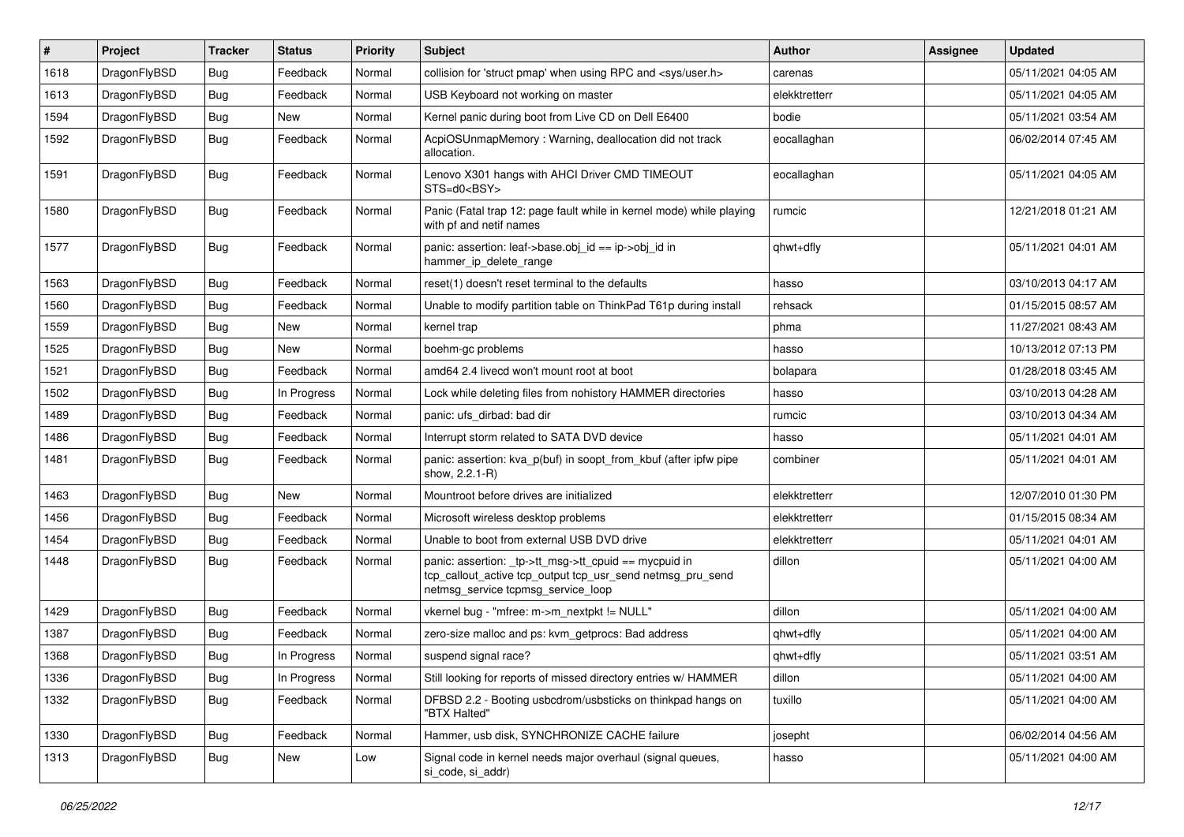| # | Project | Tracker | Status | Priority | Subject | Author | Assignee | Updated |
| --- | --- | --- | --- | --- | --- | --- | --- | --- |
| 1618 | DragonFlyBSD | Bug | Feedback | Normal | collision for 'struct pmap' when using RPC and <sys/user.h> | carenas | | 05/11/2021 04:05 AM |
| 1613 | DragonFlyBSD | Bug | Feedback | Normal | USB Keyboard not working on master | elekktretterr | | 05/11/2021 04:05 AM |
| 1594 | DragonFlyBSD | Bug | New | Normal | Kernel panic during boot from Live CD on Dell E6400 | bodie | | 05/11/2021 03:54 AM |
| 1592 | DragonFlyBSD | Bug | Feedback | Normal | AcpiOSUnmapMemory : Warning, deallocation did not track allocation. | eocallaghan | | 06/02/2014 07:45 AM |
| 1591 | DragonFlyBSD | Bug | Feedback | Normal | Lenovo X301 hangs with AHCI Driver CMD TIMEOUT STS=d0<BSY> | eocallaghan | | 05/11/2021 04:05 AM |
| 1580 | DragonFlyBSD | Bug | Feedback | Normal | Panic (Fatal trap 12: page fault while in kernel mode) while playing with pf and netif names | rumcic | | 12/21/2018 01:21 AM |
| 1577 | DragonFlyBSD | Bug | Feedback | Normal | panic: assertion: leaf->base.obj_id == ip->obj_id in hammer_ip_delete_range | qhwt+dfly | | 05/11/2021 04:01 AM |
| 1563 | DragonFlyBSD | Bug | Feedback | Normal | reset(1) doesn't reset terminal to the defaults | hasso | | 03/10/2013 04:17 AM |
| 1560 | DragonFlyBSD | Bug | Feedback | Normal | Unable to modify partition table on ThinkPad T61p during install | rehsack | | 01/15/2015 08:57 AM |
| 1559 | DragonFlyBSD | Bug | New | Normal | kernel trap | phma | | 11/27/2021 08:43 AM |
| 1525 | DragonFlyBSD | Bug | New | Normal | boehm-gc problems | hasso | | 10/13/2012 07:13 PM |
| 1521 | DragonFlyBSD | Bug | Feedback | Normal | amd64 2.4 livecd won't mount root at boot | bolapara | | 01/28/2018 03:45 AM |
| 1502 | DragonFlyBSD | Bug | In Progress | Normal | Lock while deleting files from nohistory HAMMER directories | hasso | | 03/10/2013 04:28 AM |
| 1489 | DragonFlyBSD | Bug | Feedback | Normal | panic: ufs_dirbad: bad dir | rumcic | | 03/10/2013 04:34 AM |
| 1486 | DragonFlyBSD | Bug | Feedback | Normal | Interrupt storm related to SATA DVD device | hasso | | 05/11/2021 04:01 AM |
| 1481 | DragonFlyBSD | Bug | Feedback | Normal | panic: assertion: kva_p(buf) in soopt_from_kbuf (after ipfw pipe show, 2.2.1-R) | combiner | | 05/11/2021 04:01 AM |
| 1463 | DragonFlyBSD | Bug | New | Normal | Mountroot before drives are initialized | elekktretterr | | 12/07/2010 01:30 PM |
| 1456 | DragonFlyBSD | Bug | Feedback | Normal | Microsoft wireless desktop problems | elekktretterr | | 01/15/2015 08:34 AM |
| 1454 | DragonFlyBSD | Bug | Feedback | Normal | Unable to boot from external USB DVD drive | elekktretterr | | 05/11/2021 04:01 AM |
| 1448 | DragonFlyBSD | Bug | Feedback | Normal | panic: assertion: _tp->tt_msg->tt_cpuid == mycpuid in tcp_callout_active tcp_output tcp_usr_send netmsg_pru_send netmsg_service tcpmsg_service_loop | dillon | | 05/11/2021 04:00 AM |
| 1429 | DragonFlyBSD | Bug | Feedback | Normal | vkernel bug - "mfree: m->m_nextpkt != NULL" | dillon | | 05/11/2021 04:00 AM |
| 1387 | DragonFlyBSD | Bug | Feedback | Normal | zero-size malloc and ps: kvm_getprocs: Bad address | qhwt+dfly | | 05/11/2021 04:00 AM |
| 1368 | DragonFlyBSD | Bug | In Progress | Normal | suspend signal race? | qhwt+dfly | | 05/11/2021 03:51 AM |
| 1336 | DragonFlyBSD | Bug | In Progress | Normal | Still looking for reports of missed directory entries w/ HAMMER | dillon | | 05/11/2021 04:00 AM |
| 1332 | DragonFlyBSD | Bug | Feedback | Normal | DFBSD 2.2 - Booting usbcdrom/usbsticks on thinkpad hangs on "BTX Halted" | tuxillo | | 05/11/2021 04:00 AM |
| 1330 | DragonFlyBSD | Bug | Feedback | Normal | Hammer, usb disk, SYNCHRONIZE CACHE failure | josepht | | 06/02/2014 04:56 AM |
| 1313 | DragonFlyBSD | Bug | New | Low | Signal code in kernel needs major overhaul (signal queues, si_code, si_addr) | hasso | | 05/11/2021 04:00 AM |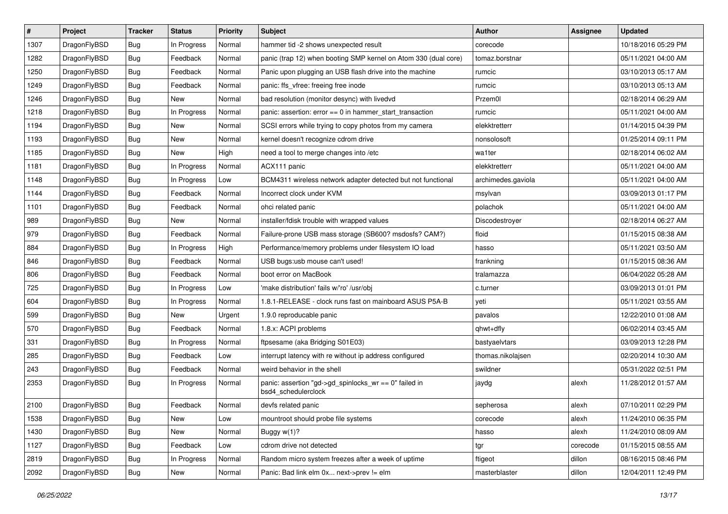| # | Project | Tracker | Status | Priority | Subject | Author | Assignee | Updated |
|---|---|---|---|---|---|---|---|---|
| 1307 | DragonFlyBSD | Bug | In Progress | Normal | hammer tid -2 shows unexpected result | corecode | | 10/18/2016 05:29 PM |
| 1282 | DragonFlyBSD | Bug | Feedback | Normal | panic (trap 12) when booting SMP kernel on Atom 330 (dual core) | tomaz.borstnar | | 05/11/2021 04:00 AM |
| 1250 | DragonFlyBSD | Bug | Feedback | Normal | Panic upon plugging an USB flash drive into the machine | rumcic | | 03/10/2013 05:17 AM |
| 1249 | DragonFlyBSD | Bug | Feedback | Normal | panic: ffs_vfree: freeing free inode | rumcic | | 03/10/2013 05:13 AM |
| 1246 | DragonFlyBSD | Bug | New | Normal | bad resolution (monitor desync) with livedvd | Przem0l | | 02/18/2014 06:29 AM |
| 1218 | DragonFlyBSD | Bug | In Progress | Normal | panic: assertion: error == 0 in hammer_start_transaction | rumcic | | 05/11/2021 04:00 AM |
| 1194 | DragonFlyBSD | Bug | New | Normal | SCSI errors while trying to copy photos from my camera | elekktretterr | | 01/14/2015 04:39 PM |
| 1193 | DragonFlyBSD | Bug | New | Normal | kernel doesn't recognize cdrom drive | nonsolosoft | | 01/25/2014 09:11 PM |
| 1185 | DragonFlyBSD | Bug | New | High | need a tool to merge changes into /etc | wa1ter | | 02/18/2014 06:02 AM |
| 1181 | DragonFlyBSD | Bug | In Progress | Normal | ACX111 panic | elekktretterr | | 05/11/2021 04:00 AM |
| 1148 | DragonFlyBSD | Bug | In Progress | Low | BCM4311 wireless network adapter detected but not functional | archimedes.gaviola | | 05/11/2021 04:00 AM |
| 1144 | DragonFlyBSD | Bug | Feedback | Normal | Incorrect clock under KVM | msylvan | | 03/09/2013 01:17 PM |
| 1101 | DragonFlyBSD | Bug | Feedback | Normal | ohci related panic | polachok | | 05/11/2021 04:00 AM |
| 989 | DragonFlyBSD | Bug | New | Normal | installer/fdisk trouble with wrapped values | Discodestroyer | | 02/18/2014 06:27 AM |
| 979 | DragonFlyBSD | Bug | Feedback | Normal | Failure-prone USB mass storage (SB600? msdosfs? CAM?) | floid | | 01/15/2015 08:38 AM |
| 884 | DragonFlyBSD | Bug | In Progress | High | Performance/memory problems under filesystem IO load | hasso | | 05/11/2021 03:50 AM |
| 846 | DragonFlyBSD | Bug | Feedback | Normal | USB bugs:usb mouse can't used! | frankning | | 01/15/2015 08:36 AM |
| 806 | DragonFlyBSD | Bug | Feedback | Normal | boot error on MacBook | tralamazza | | 06/04/2022 05:28 AM |
| 725 | DragonFlyBSD | Bug | In Progress | Low | 'make distribution' fails w/'ro' /usr/obj | c.turner | | 03/09/2013 01:01 PM |
| 604 | DragonFlyBSD | Bug | In Progress | Normal | 1.8.1-RELEASE - clock runs fast on mainboard ASUS P5A-B | yeti | | 05/11/2021 03:55 AM |
| 599 | DragonFlyBSD | Bug | New | Urgent | 1.9.0 reproducable panic | pavalos | | 12/22/2010 01:08 AM |
| 570 | DragonFlyBSD | Bug | Feedback | Normal | 1.8.x: ACPI problems | qhwt+dfly | | 06/02/2014 03:45 AM |
| 331 | DragonFlyBSD | Bug | In Progress | Normal | ftpsesame (aka Bridging S01E03) | bastyaelvtars | | 03/09/2013 12:28 PM |
| 285 | DragonFlyBSD | Bug | Feedback | Low | interrupt latency with re without ip address configured | thomas.nikolajsen | | 02/20/2014 10:30 AM |
| 243 | DragonFlyBSD | Bug | Feedback | Normal | weird behavior in the shell | swildner | | 05/31/2022 02:51 PM |
| 2353 | DragonFlyBSD | Bug | In Progress | Normal | panic: assertion "gd->gd_spinlocks_wr == 0" failed in bsd4_schedulerclock | jaydg | alexh | 11/28/2012 01:57 AM |
| 2100 | DragonFlyBSD | Bug | Feedback | Normal | devfs related panic | sepherosa | alexh | 07/10/2011 02:29 PM |
| 1538 | DragonFlyBSD | Bug | New | Low | mountroot should probe file systems | corecode | alexh | 11/24/2010 06:35 PM |
| 1430 | DragonFlyBSD | Bug | New | Normal | Buggy w(1)? | hasso | alexh | 11/24/2010 08:09 AM |
| 1127 | DragonFlyBSD | Bug | Feedback | Low | cdrom drive not detected | tgr | corecode | 01/15/2015 08:55 AM |
| 2819 | DragonFlyBSD | Bug | In Progress | Normal | Random micro system freezes after a week of uptime | ftigeot | dillon | 08/16/2015 08:46 PM |
| 2092 | DragonFlyBSD | Bug | New | Normal | Panic: Bad link elm 0x... next->prev != elm | masterblaster | dillon | 12/04/2011 12:49 PM |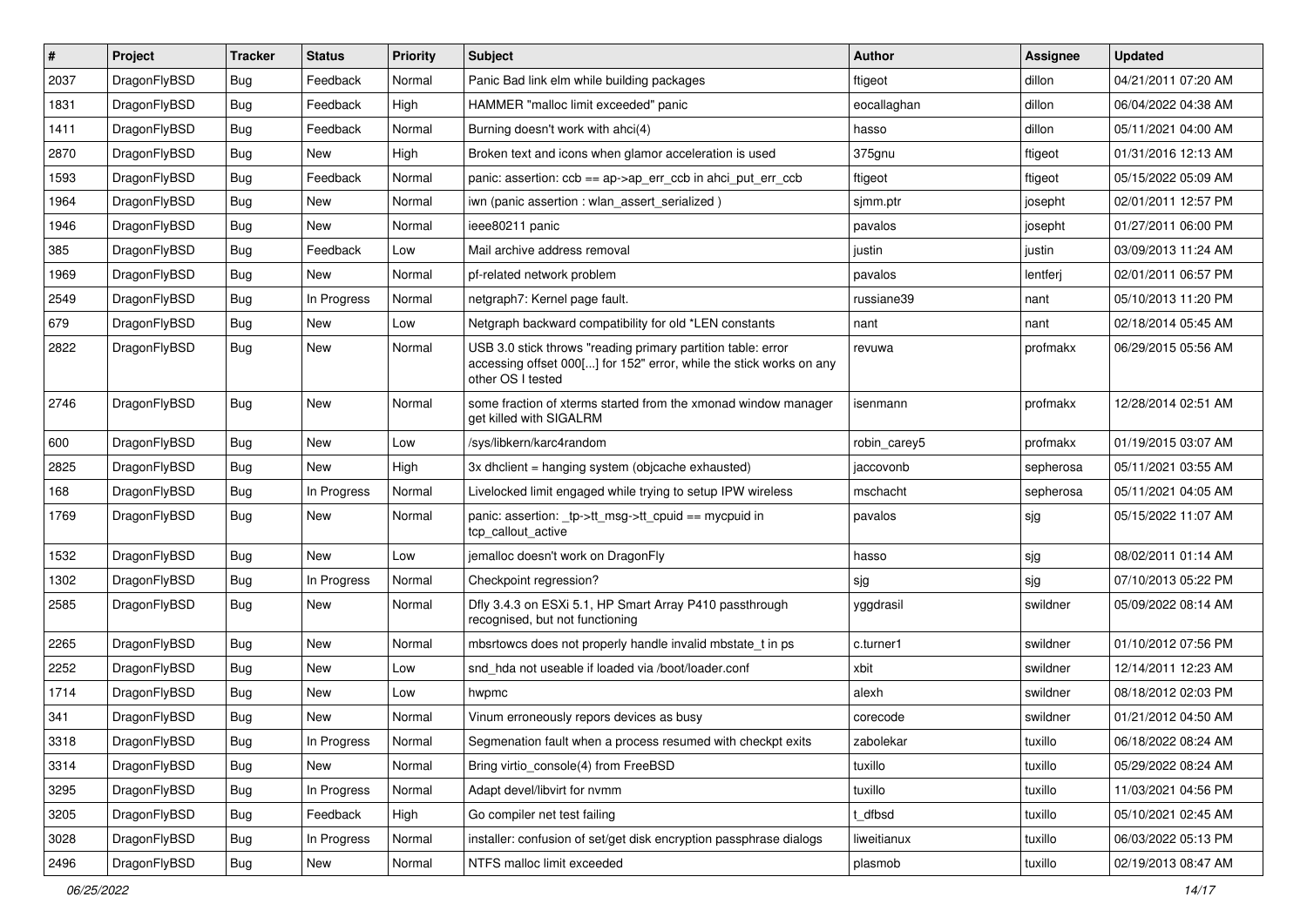| # | Project | Tracker | Status | Priority | Subject | Author | Assignee | Updated |
|---|---|---|---|---|---|---|---|---|
| 2037 | DragonFlyBSD | Bug | Feedback | Normal | Panic Bad link elm while building packages | ftigeot | dillon | 04/21/2011 07:20 AM |
| 1831 | DragonFlyBSD | Bug | Feedback | High | HAMMER "malloc limit exceeded" panic | eocallaghan | dillon | 06/04/2022 04:38 AM |
| 1411 | DragonFlyBSD | Bug | Feedback | Normal | Burning doesn't work with ahci(4) | hasso | dillon | 05/11/2021 04:00 AM |
| 2870 | DragonFlyBSD | Bug | New | High | Broken text and icons when glamor acceleration is used | 375gnu | ftigeot | 01/31/2016 12:13 AM |
| 1593 | DragonFlyBSD | Bug | Feedback | Normal | panic: assertion: ccb == ap->ap_err_ccb in ahci_put_err_ccb | ftigeot | ftigeot | 05/15/2022 05:09 AM |
| 1964 | DragonFlyBSD | Bug | New | Normal | iwn (panic assertion : wlan_assert_serialized ) | sjmm.ptr | josepht | 02/01/2011 12:57 PM |
| 1946 | DragonFlyBSD | Bug | New | Normal | ieee80211 panic | pavalos | josepht | 01/27/2011 06:00 PM |
| 385 | DragonFlyBSD | Bug | Feedback | Low | Mail archive address removal | justin | justin | 03/09/2013 11:24 AM |
| 1969 | DragonFlyBSD | Bug | New | Normal | pf-related network problem | pavalos | lentferj | 02/01/2011 06:57 PM |
| 2549 | DragonFlyBSD | Bug | In Progress | Normal | netgraph7: Kernel page fault. | russiane39 | nant | 05/10/2013 11:20 PM |
| 679 | DragonFlyBSD | Bug | New | Low | Netgraph backward compatibility for old *LEN constants | nant | nant | 02/18/2014 05:45 AM |
| 2822 | DragonFlyBSD | Bug | New | Normal | USB 3.0 stick throws "reading primary partition table: error accessing offset 000[...] for 152" error, while the stick works on any other OS I tested | revuwa | profmakx | 06/29/2015 05:56 AM |
| 2746 | DragonFlyBSD | Bug | New | Normal | some fraction of xterms started from the xmonad window manager get killed with SIGALRM | isenmann | profmakx | 12/28/2014 02:51 AM |
| 600 | DragonFlyBSD | Bug | New | Low | /sys/libkern/karc4random | robin_carey5 | profmakx | 01/19/2015 03:07 AM |
| 2825 | DragonFlyBSD | Bug | New | High | 3x dhclient = hanging system (objcache exhausted) | jaccovonb | sepherosa | 05/11/2021 03:55 AM |
| 168 | DragonFlyBSD | Bug | In Progress | Normal | Livelocked limit engaged while trying to setup IPW wireless | mschacht | sepherosa | 05/11/2021 04:05 AM |
| 1769 | DragonFlyBSD | Bug | New | Normal | panic: assertion: _tp->tt_msg->tt_cpuid == mycpuid in tcp_callout_active | pavalos | sjg | 05/15/2022 11:07 AM |
| 1532 | DragonFlyBSD | Bug | New | Low | jemalloc doesn't work on DragonFly | hasso | sjg | 08/02/2011 01:14 AM |
| 1302 | DragonFlyBSD | Bug | In Progress | Normal | Checkpoint regression? | sjg | sjg | 07/10/2013 05:22 PM |
| 2585 | DragonFlyBSD | Bug | New | Normal | Dfly 3.4.3 on ESXi 5.1, HP Smart Array P410 passthrough recognised, but not functioning | yggdrasil | swildner | 05/09/2022 08:14 AM |
| 2265 | DragonFlyBSD | Bug | New | Normal | mbsrtowcs does not properly handle invalid mbstate_t in ps | c.turner1 | swildner | 01/10/2012 07:56 PM |
| 2252 | DragonFlyBSD | Bug | New | Low | snd_hda not useable if loaded via /boot/loader.conf | xbit | swildner | 12/14/2011 12:23 AM |
| 1714 | DragonFlyBSD | Bug | New | Low | hwpmc | alexh | swildner | 08/18/2012 02:03 PM |
| 341 | DragonFlyBSD | Bug | New | Normal | Vinum erroneously repors devices as busy | corecode | swildner | 01/21/2012 04:50 AM |
| 3318 | DragonFlyBSD | Bug | In Progress | Normal | Segmenation fault when a process resumed with checkpt exits | zabolekar | tuxillo | 06/18/2022 08:24 AM |
| 3314 | DragonFlyBSD | Bug | New | Normal | Bring virtio_console(4) from FreeBSD | tuxillo | tuxillo | 05/29/2022 08:24 AM |
| 3295 | DragonFlyBSD | Bug | In Progress | Normal | Adapt devel/libvirt for nvmm | tuxillo | tuxillo | 11/03/2021 04:56 PM |
| 3205 | DragonFlyBSD | Bug | Feedback | High | Go compiler net test failing | t_dfbsd | tuxillo | 05/10/2021 02:45 AM |
| 3028 | DragonFlyBSD | Bug | In Progress | Normal | installer: confusion of set/get disk encryption passphrase dialogs | liweitianux | tuxillo | 06/03/2022 05:13 PM |
| 2496 | DragonFlyBSD | Bug | New | Normal | NTFS malloc limit exceeded | plasmob | tuxillo | 02/19/2013 08:47 AM |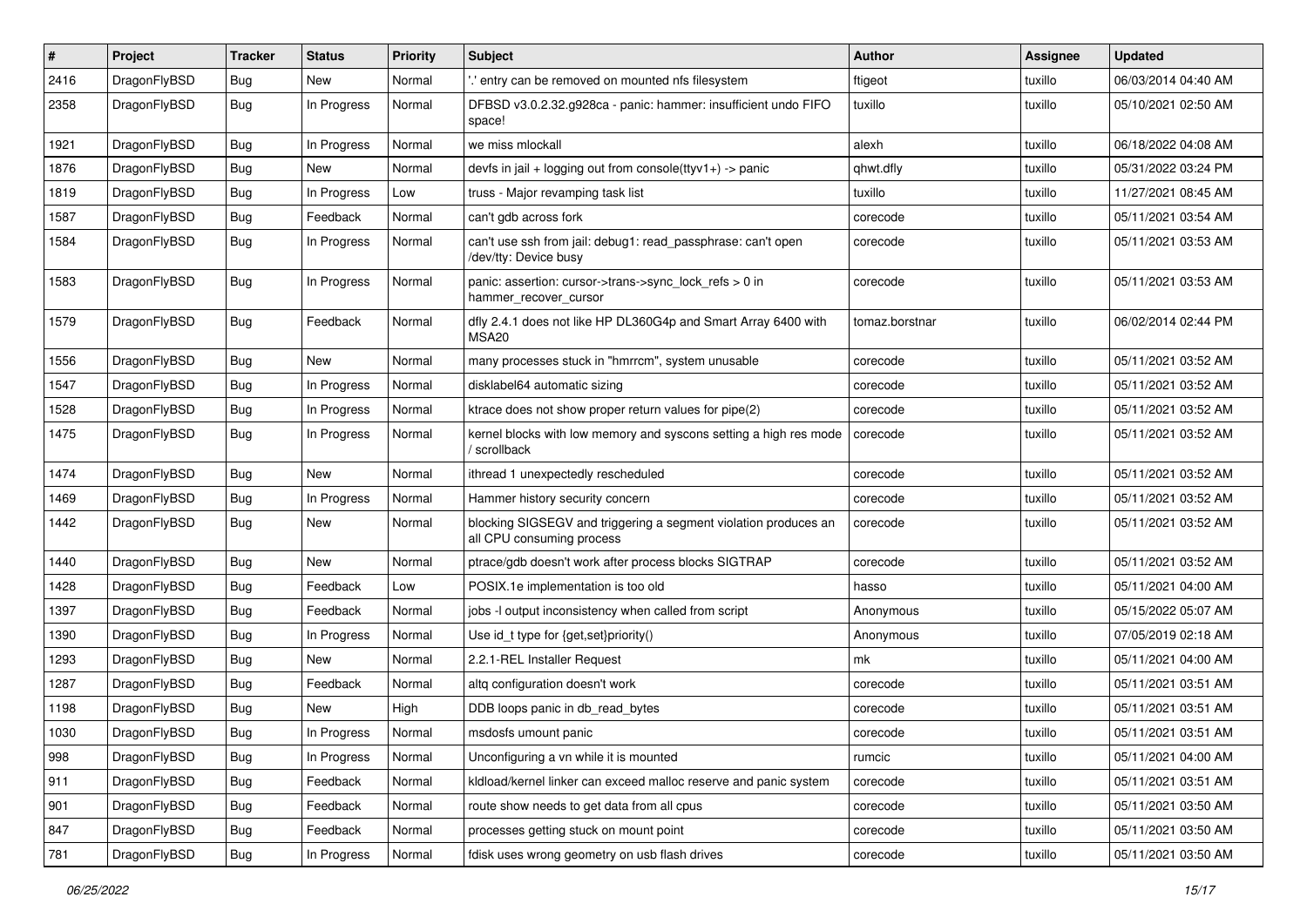| # | Project | Tracker | Status | Priority | Subject | Author | Assignee | Updated |
|---|---|---|---|---|---|---|---|---|
| 2416 | DragonFlyBSD | Bug | New | Normal | '.' entry can be removed on mounted nfs filesystem | ftigeot | tuxillo | 06/03/2014 04:40 AM |
| 2358 | DragonFlyBSD | Bug | In Progress | Normal | DFBSD v3.0.2.32.g928ca - panic: hammer: insufficient undo FIFO space! | tuxillo | tuxillo | 05/10/2021 02:50 AM |
| 1921 | DragonFlyBSD | Bug | In Progress | Normal | we miss mlockall | alexh | tuxillo | 06/18/2022 04:08 AM |
| 1876 | DragonFlyBSD | Bug | New | Normal | devfs in jail + logging out from console(ttyv1+) -> panic | qhwt.dfly | tuxillo | 05/31/2022 03:24 PM |
| 1819 | DragonFlyBSD | Bug | In Progress | Low | truss - Major revamping task list | tuxillo | tuxillo | 11/27/2021 08:45 AM |
| 1587 | DragonFlyBSD | Bug | Feedback | Normal | can't gdb across fork | corecode | tuxillo | 05/11/2021 03:54 AM |
| 1584 | DragonFlyBSD | Bug | In Progress | Normal | can't use ssh from jail: debug1: read_passphrase: can't open /dev/tty: Device busy | corecode | tuxillo | 05/11/2021 03:53 AM |
| 1583 | DragonFlyBSD | Bug | In Progress | Normal | panic: assertion: cursor->trans->sync_lock_refs > 0 in hammer_recover_cursor | corecode | tuxillo | 05/11/2021 03:53 AM |
| 1579 | DragonFlyBSD | Bug | Feedback | Normal | dfly 2.4.1 does not like HP DL360G4p and Smart Array 6400 with MSA20 | tomaz.borstnar | tuxillo | 06/02/2014 02:44 PM |
| 1556 | DragonFlyBSD | Bug | New | Normal | many processes stuck in "hmrrcm", system unusable | corecode | tuxillo | 05/11/2021 03:52 AM |
| 1547 | DragonFlyBSD | Bug | In Progress | Normal | disklabel64 automatic sizing | corecode | tuxillo | 05/11/2021 03:52 AM |
| 1528 | DragonFlyBSD | Bug | In Progress | Normal | ktrace does not show proper return values for pipe(2) | corecode | tuxillo | 05/11/2021 03:52 AM |
| 1475 | DragonFlyBSD | Bug | In Progress | Normal | kernel blocks with low memory and syscons setting a high res mode / scrollback | corecode | tuxillo | 05/11/2021 03:52 AM |
| 1474 | DragonFlyBSD | Bug | New | Normal | ithread 1 unexpectedly rescheduled | corecode | tuxillo | 05/11/2021 03:52 AM |
| 1469 | DragonFlyBSD | Bug | In Progress | Normal | Hammer history security concern | corecode | tuxillo | 05/11/2021 03:52 AM |
| 1442 | DragonFlyBSD | Bug | New | Normal | blocking SIGSEGV and triggering a segment violation produces an all CPU consuming process | corecode | tuxillo | 05/11/2021 03:52 AM |
| 1440 | DragonFlyBSD | Bug | New | Normal | ptrace/gdb doesn't work after process blocks SIGTRAP | corecode | tuxillo | 05/11/2021 03:52 AM |
| 1428 | DragonFlyBSD | Bug | Feedback | Low | POSIX.1e implementation is too old | hasso | tuxillo | 05/11/2021 04:00 AM |
| 1397 | DragonFlyBSD | Bug | Feedback | Normal | jobs -l output inconsistency when called from script | Anonymous | tuxillo | 05/15/2022 05:07 AM |
| 1390 | DragonFlyBSD | Bug | In Progress | Normal | Use id_t type for {get,set}priority() | Anonymous | tuxillo | 07/05/2019 02:18 AM |
| 1293 | DragonFlyBSD | Bug | New | Normal | 2.2.1-REL Installer Request | mk | tuxillo | 05/11/2021 04:00 AM |
| 1287 | DragonFlyBSD | Bug | Feedback | Normal | altq configuration doesn't work | corecode | tuxillo | 05/11/2021 03:51 AM |
| 1198 | DragonFlyBSD | Bug | New | High | DDB loops panic in db_read_bytes | corecode | tuxillo | 05/11/2021 03:51 AM |
| 1030 | DragonFlyBSD | Bug | In Progress | Normal | msdosfs umount panic | corecode | tuxillo | 05/11/2021 03:51 AM |
| 998 | DragonFlyBSD | Bug | In Progress | Normal | Unconfiguring a vn while it is mounted | rumcic | tuxillo | 05/11/2021 04:00 AM |
| 911 | DragonFlyBSD | Bug | Feedback | Normal | kldload/kernel linker can exceed malloc reserve and panic system | corecode | tuxillo | 05/11/2021 03:51 AM |
| 901 | DragonFlyBSD | Bug | Feedback | Normal | route show needs to get data from all cpus | corecode | tuxillo | 05/11/2021 03:50 AM |
| 847 | DragonFlyBSD | Bug | Feedback | Normal | processes getting stuck on mount point | corecode | tuxillo | 05/11/2021 03:50 AM |
| 781 | DragonFlyBSD | Bug | In Progress | Normal | fdisk uses wrong geometry on usb flash drives | corecode | tuxillo | 05/11/2021 03:50 AM |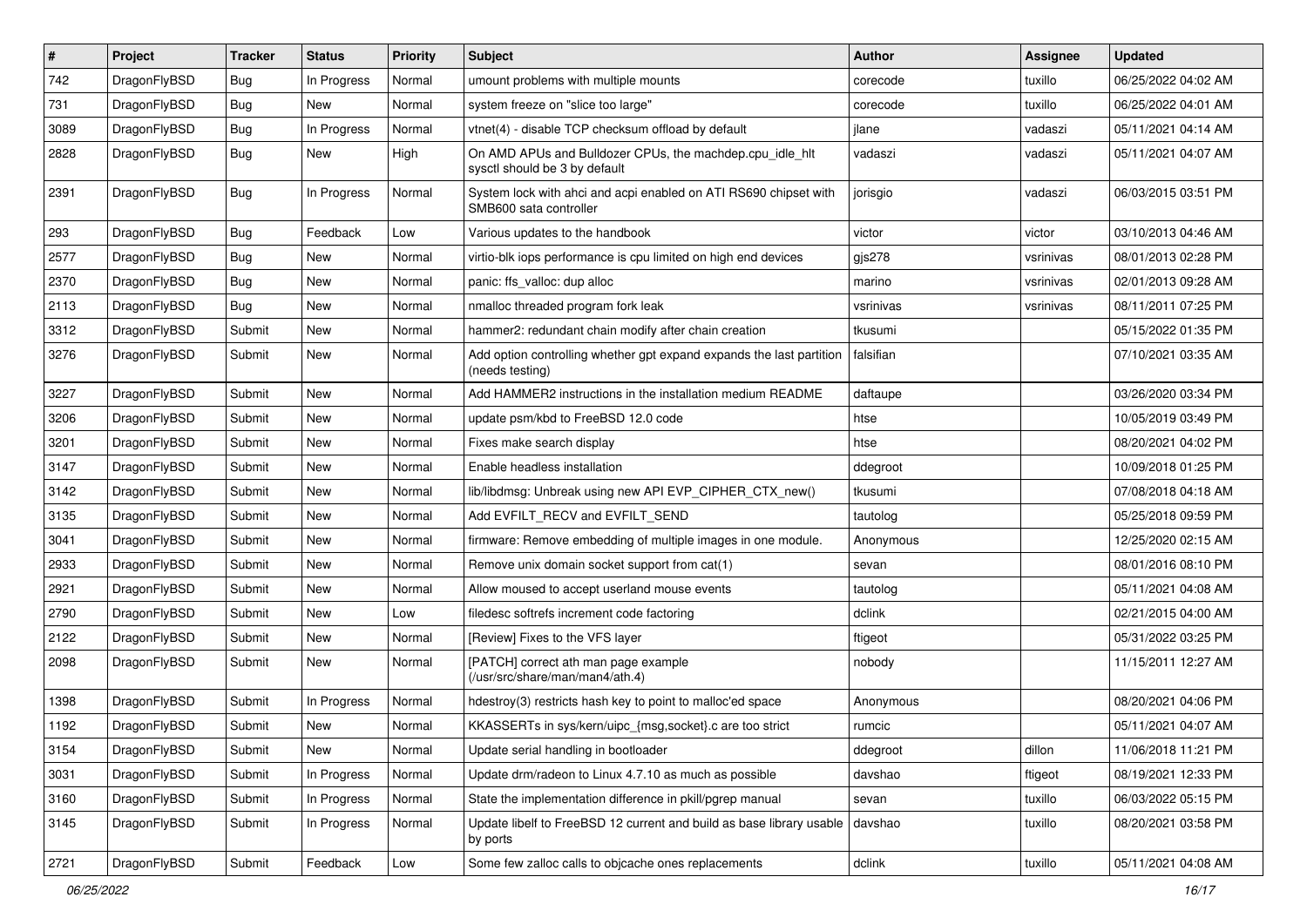| # | Project | Tracker | Status | Priority | Subject | Author | Assignee | Updated |
|---|---|---|---|---|---|---|---|---|
| 742 | DragonFlyBSD | Bug | In Progress | Normal | umount problems with multiple mounts | corecode | tuxillo | 06/25/2022 04:02 AM |
| 731 | DragonFlyBSD | Bug | New | Normal | system freeze on "slice too large" | corecode | tuxillo | 06/25/2022 04:01 AM |
| 3089 | DragonFlyBSD | Bug | In Progress | Normal | vtnet(4) - disable TCP checksum offload by default | jlane | vadaszi | 05/11/2021 04:14 AM |
| 2828 | DragonFlyBSD | Bug | New | High | On AMD APUs and Bulldozer CPUs, the machdep.cpu_idle_hlt sysctl should be 3 by default | vadaszi | vadaszi | 05/11/2021 04:07 AM |
| 2391 | DragonFlyBSD | Bug | In Progress | Normal | System lock with ahci and acpi enabled on ATI RS690 chipset with SMB600 sata controller | jorisgio | vadaszi | 06/03/2015 03:51 PM |
| 293 | DragonFlyBSD | Bug | Feedback | Low | Various updates to the handbook | victor | victor | 03/10/2013 04:46 AM |
| 2577 | DragonFlyBSD | Bug | New | Normal | virtio-blk iops performance is cpu limited on high end devices | gjs278 | vsrinivas | 08/01/2013 02:28 PM |
| 2370 | DragonFlyBSD | Bug | New | Normal | panic: ffs_valloc: dup alloc | marino | vsrinivas | 02/01/2013 09:28 AM |
| 2113 | DragonFlyBSD | Bug | New | Normal | nmalloc threaded program fork leak | vsrinivas | vsrinivas | 08/11/2011 07:25 PM |
| 3312 | DragonFlyBSD | Submit | New | Normal | hammer2: redundant chain modify after chain creation | tkusumi | | 05/15/2022 01:35 PM |
| 3276 | DragonFlyBSD | Submit | New | Normal | Add option controlling whether gpt expand expands the last partition (needs testing) | falsifian | | 07/10/2021 03:35 AM |
| 3227 | DragonFlyBSD | Submit | New | Normal | Add HAMMER2 instructions in the installation medium README | daftaupe | | 03/26/2020 03:34 PM |
| 3206 | DragonFlyBSD | Submit | New | Normal | update psm/kbd to FreeBSD 12.0 code | htse | | 10/05/2019 03:49 PM |
| 3201 | DragonFlyBSD | Submit | New | Normal | Fixes make search display | htse | | 08/20/2021 04:02 PM |
| 3147 | DragonFlyBSD | Submit | New | Normal | Enable headless installation | ddegroot | | 10/09/2018 01:25 PM |
| 3142 | DragonFlyBSD | Submit | New | Normal | lib/libdmsg: Unbreak using new API EVP_CIPHER_CTX_new() | tkusumi | | 07/08/2018 04:18 AM |
| 3135 | DragonFlyBSD | Submit | New | Normal | Add EVFILT_RECV and EVFILT_SEND | tautolog | | 05/25/2018 09:59 PM |
| 3041 | DragonFlyBSD | Submit | New | Normal | firmware: Remove embedding of multiple images in one module. | Anonymous | | 12/25/2020 02:15 AM |
| 2933 | DragonFlyBSD | Submit | New | Normal | Remove unix domain socket support from cat(1) | sevan | | 08/01/2016 08:10 PM |
| 2921 | DragonFlyBSD | Submit | New | Normal | Allow moused to accept userland mouse events | tautolog | | 05/11/2021 04:08 AM |
| 2790 | DragonFlyBSD | Submit | New | Low | filedesc softrefs increment code factoring | dclink | | 02/21/2015 04:00 AM |
| 2122 | DragonFlyBSD | Submit | New | Normal | [Review] Fixes to the VFS layer | ftigeot | | 05/31/2022 03:25 PM |
| 2098 | DragonFlyBSD | Submit | New | Normal | [PATCH] correct ath man page example (/usr/src/share/man/man4/ath.4) | nobody | | 11/15/2011 12:27 AM |
| 1398 | DragonFlyBSD | Submit | In Progress | Normal | hdestroy(3) restricts hash key to point to malloc'ed space | Anonymous | | 08/20/2021 04:06 PM |
| 1192 | DragonFlyBSD | Submit | New | Normal | KKASSERTs in sys/kern/uipc_{msg,socket}.c are too strict | rumcic | | 05/11/2021 04:07 AM |
| 3154 | DragonFlyBSD | Submit | New | Normal | Update serial handling in bootloader | ddegroot | dillon | 11/06/2018 11:21 PM |
| 3031 | DragonFlyBSD | Submit | In Progress | Normal | Update drm/radeon to Linux 4.7.10 as much as possible | davshao | ftigeot | 08/19/2021 12:33 PM |
| 3160 | DragonFlyBSD | Submit | In Progress | Normal | State the implementation difference in pkill/pgrep manual | sevan | tuxillo | 06/03/2022 05:15 PM |
| 3145 | DragonFlyBSD | Submit | In Progress | Normal | Update libelf to FreeBSD 12 current and build as base library usable by ports | davshao | tuxillo | 08/20/2021 03:58 PM |
| 2721 | DragonFlyBSD | Submit | Feedback | Low | Some few zalloc calls to objcache ones replacements | dclink | tuxillo | 05/11/2021 04:08 AM |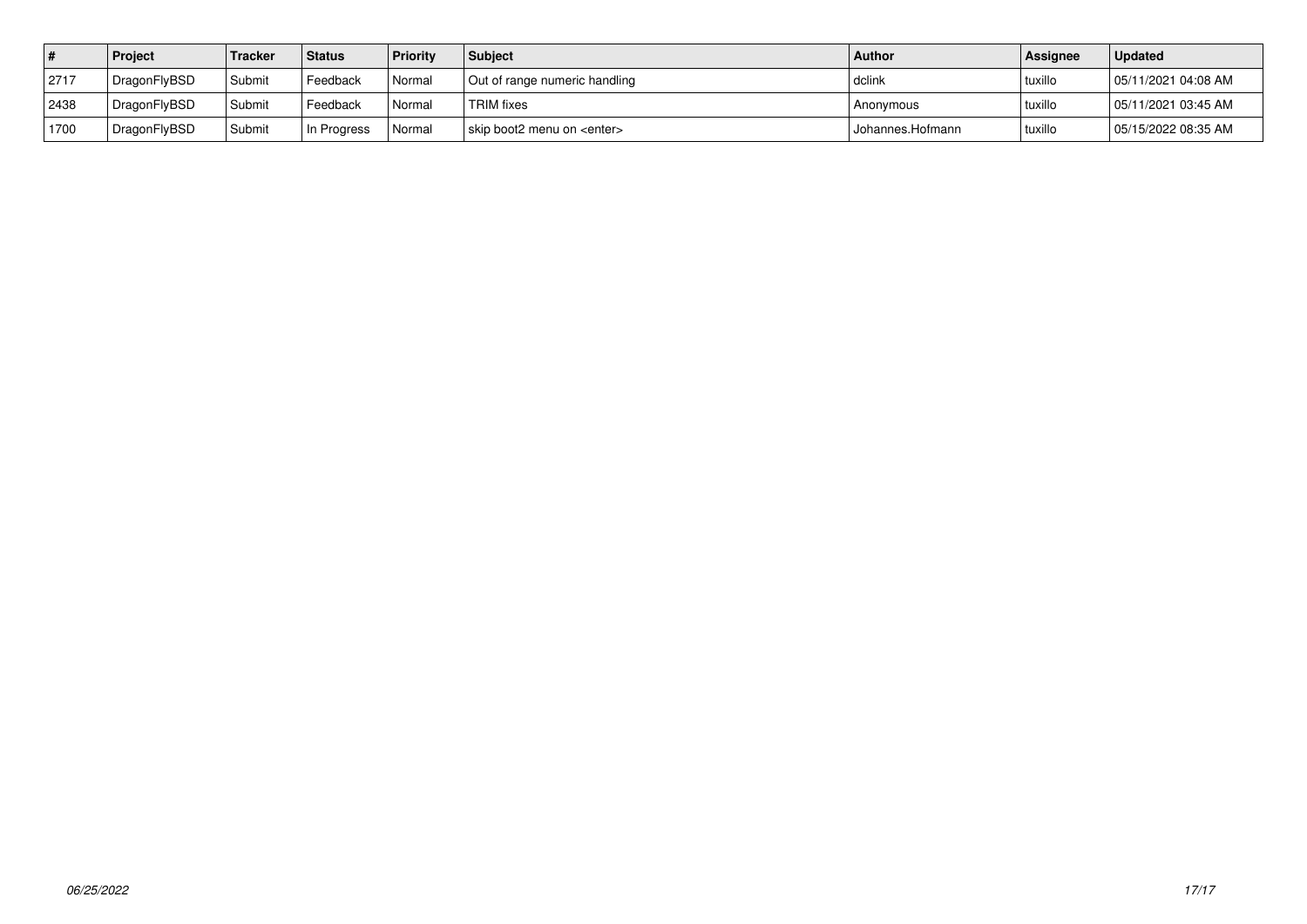| # | Project | Tracker | Status | Priority | Subject | Author | Assignee | Updated |
|---|---|---|---|---|---|---|---|---|
| 2717 | DragonFlyBSD | Submit | Feedback | Normal | Out of range numeric handling | dclink | tuxillo | 05/11/2021 04:08 AM |
| 2438 | DragonFlyBSD | Submit | Feedback | Normal | TRIM fixes | Anonymous | tuxillo | 05/11/2021 03:45 AM |
| 1700 | DragonFlyBSD | Submit | In Progress | Normal | skip boot2 menu on <enter> | Johannes.Hofmann | tuxillo | 05/15/2022 08:35 AM |